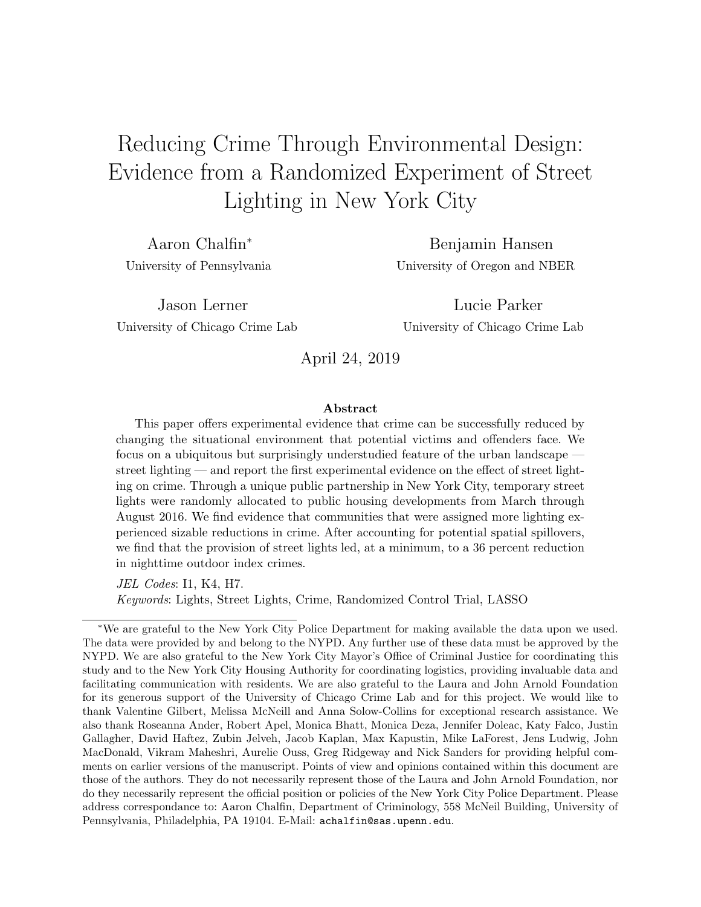# Reducing Crime Through Environmental Design: Evidence from a Randomized Experiment of Street Lighting in New York City

Aaron Chalfin*
University of Pennsylvania

Benjamin Hansen
University of Oregon and NBER

Jason Lerner
University of Chicago Crime Lab

Lucie Parker
University of Chicago Crime Lab

April 24, 2019

### Abstract

This paper offers experimental evidence that crime can be successfully reduced by changing the situational environment that potential victims and offenders face. We focus on a ubiquitous but surprisingly understudied feature of the urban landscape — street lighting — and report the first experimental evidence on the effect of street lighting on crime. Through a unique public partnership in New York City, temporary street lights were randomly allocated to public housing developments from March through August 2016. We find evidence that communities that were assigned more lighting experienced sizable reductions in crime. After accounting for potential spatial spillovers, we find that the provision of street lights led, at a minimum, to a 36 percent reduction in nighttime outdoor index crimes.

*JEL Codes*: I1, K4, H7.
*Keywords*: Lights, Street Lights, Crime, Randomized Control Trial, LASSO

*We are grateful to the New York City Police Department for making available the data upon we used. The data were provided by and belong to the NYPD. Any further use of these data must be approved by the NYPD. We are also grateful to the New York City Mayor's Office of Criminal Justice for coordinating this study and to the New York City Housing Authority for coordinating logistics, providing invaluable data and facilitating communication with residents. We are also grateful to the Laura and John Arnold Foundation for its generous support of the University of Chicago Crime Lab and for this project. We would like to thank Valentine Gilbert, Melissa McNeill and Anna Solow-Collins for exceptional research assistance. We also thank Roseanna Ander, Robert Apel, Monica Bhatt, Monica Deza, Jennifer Doleac, Katy Falco, Justin Gallagher, David Haftez, Zubin Jelveh, Jacob Kaplan, Max Kapustin, Mike LaForest, Jens Ludwig, John MacDonald, Vikram Maheshri, Aurelie Ouss, Greg Ridgeway and Nick Sanders for providing helpful comments on earlier versions of the manuscript. Points of view and opinions contained within this document are those of the authors. They do not necessarily represent those of the Laura and John Arnold Foundation, nor do they necessarily represent the official position or policies of the New York City Police Department. Please address correspondance to: Aaron Chalfin, Department of Criminology, 558 McNeil Building, University of Pennsylvania, Philadelphia, PA 19104. E-Mail: achalfin@sas.upenn.edu.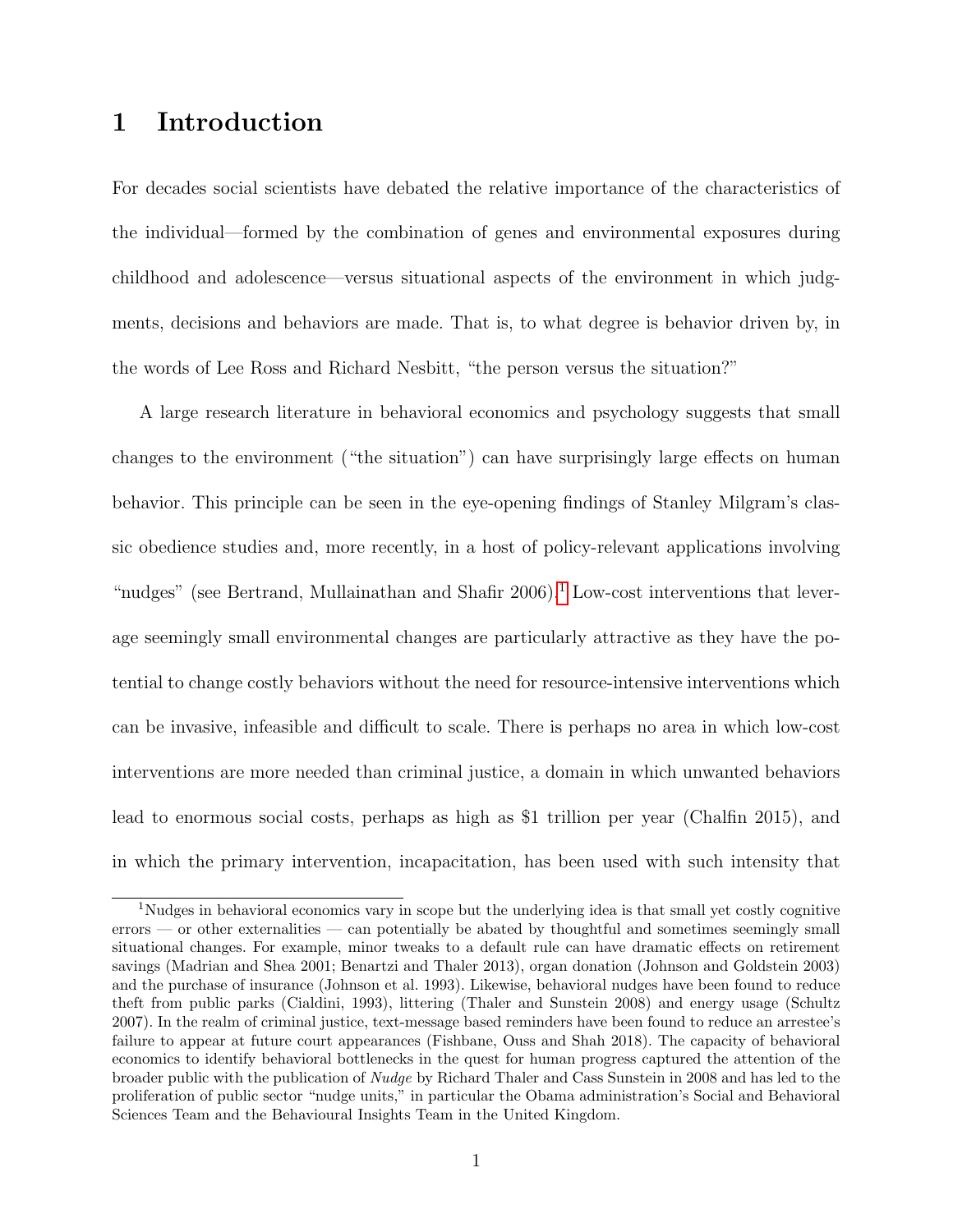# 1 Introduction

For decades social scientists have debated the relative importance of the characteristics of the individual—formed by the combination of genes and environmental exposures during childhood and adolescence—versus situational aspects of the environment in which judgments, decisions and behaviors are made. That is, to what degree is behavior driven by, in the words of Lee Ross and Richard Nesbitt, "the person versus the situation?"

A large research literature in behavioral economics and psychology suggests that small changes to the environment ("the situation") can have surprisingly large effects on human behavior. This principle can be seen in the eye-opening findings of Stanley Milgram's classic obedience studies and, more recently, in a host of policy-relevant applications involving "nudges" (see Bertrand, Mullainathan and Shafir 2006).[1] Low-cost interventions that leverage seemingly small environmental changes are particularly attractive as they have the potential to change costly behaviors without the need for resource-intensive interventions which can be invasive, infeasible and difficult to scale. There is perhaps no area in which low-cost interventions are more needed than criminal justice, a domain in which unwanted behaviors lead to enormous social costs, perhaps as high as $1 trillion per year (Chalfin 2015), and in which the primary intervention, incapacitation, has been used with such intensity that

[1] Nudges in behavioral economics vary in scope but the underlying idea is that small yet costly cognitive errors — or other externalities — can potentially be abated by thoughtful and sometimes seemingly small situational changes. For example, minor tweaks to a default rule can have dramatic effects on retirement savings (Madrian and Shea 2001; Benartzi and Thaler 2013), organ donation (Johnson and Goldstein 2003) and the purchase of insurance (Johnson et al. 1993). Likewise, behavioral nudges have been found to reduce theft from public parks (Cialdini, 1993), littering (Thaler and Sunstein 2008) and energy usage (Schultz 2007). In the realm of criminal justice, text-message based reminders have been found to reduce an arrestee's failure to appear at future court appearances (Fishbane, Ouss and Shah 2018). The capacity of behavioral economics to identify behavioral bottlenecks in the quest for human progress captured the attention of the broader public with the publication of *Nudge* by Richard Thaler and Cass Sunstein in 2008 and has led to the proliferation of public sector "nudge units," in particular the Obama administration's Social and Behavioral Sciences Team and the Behavioural Insights Team in the United Kingdom.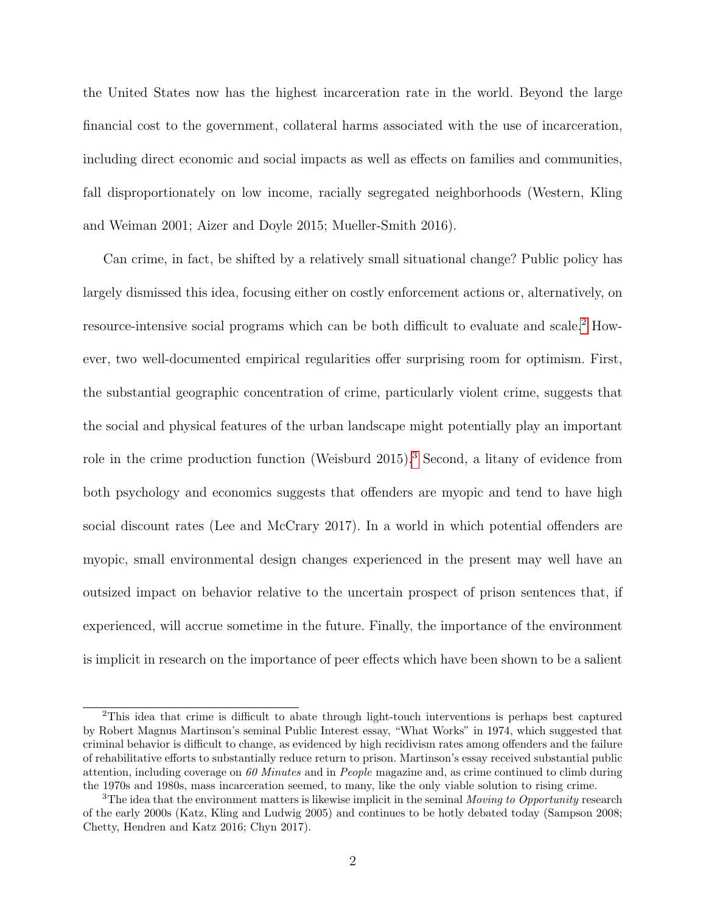the United States now has the highest incarceration rate in the world. Beyond the large financial cost to the government, collateral harms associated with the use of incarceration, including direct economic and social impacts as well as effects on families and communities, fall disproportionately on low income, racially segregated neighborhoods (Western, Kling and Weiman 2001; Aizer and Doyle 2015; Mueller-Smith 2016).

Can crime, in fact, be shifted by a relatively small situational change? Public policy has largely dismissed this idea, focusing either on costly enforcement actions or, alternatively, on resource-intensive social programs which can be both difficult to evaluate and scale.[2] However, two well-documented empirical regularities offer surprising room for optimism. First, the substantial geographic concentration of crime, particularly violent crime, suggests that the social and physical features of the urban landscape might potentially play an important role in the crime production function (Weisburd 2015).[3] Second, a litany of evidence from both psychology and economics suggests that offenders are myopic and tend to have high social discount rates (Lee and McCrary 2017). In a world in which potential offenders are myopic, small environmental design changes experienced in the present may well have an outsized impact on behavior relative to the uncertain prospect of prison sentences that, if experienced, will accrue sometime in the future. Finally, the importance of the environment is implicit in research on the importance of peer effects which have been shown to be a salient

[2] This idea that crime is difficult to abate through light-touch interventions is perhaps best captured by Robert Magnus Martinson's seminal Public Interest essay, "What Works" in 1974, which suggested that criminal behavior is difficult to change, as evidenced by high recidivism rates among offenders and the failure of rehabilitative efforts to substantially reduce return to prison. Martinson's essay received substantial public attention, including coverage on *60 Minutes* and in *People* magazine and, as crime continued to climb during the 1970s and 1980s, mass incarceration seemed, to many, like the only viable solution to rising crime.

[3] The idea that the environment matters is likewise implicit in the seminal *Moving to Opportunity* research of the early 2000s (Katz, Kling and Ludwig 2005) and continues to be hotly debated today (Sampson 2008; Chetty, Hendren and Katz 2016; Chyn 2017).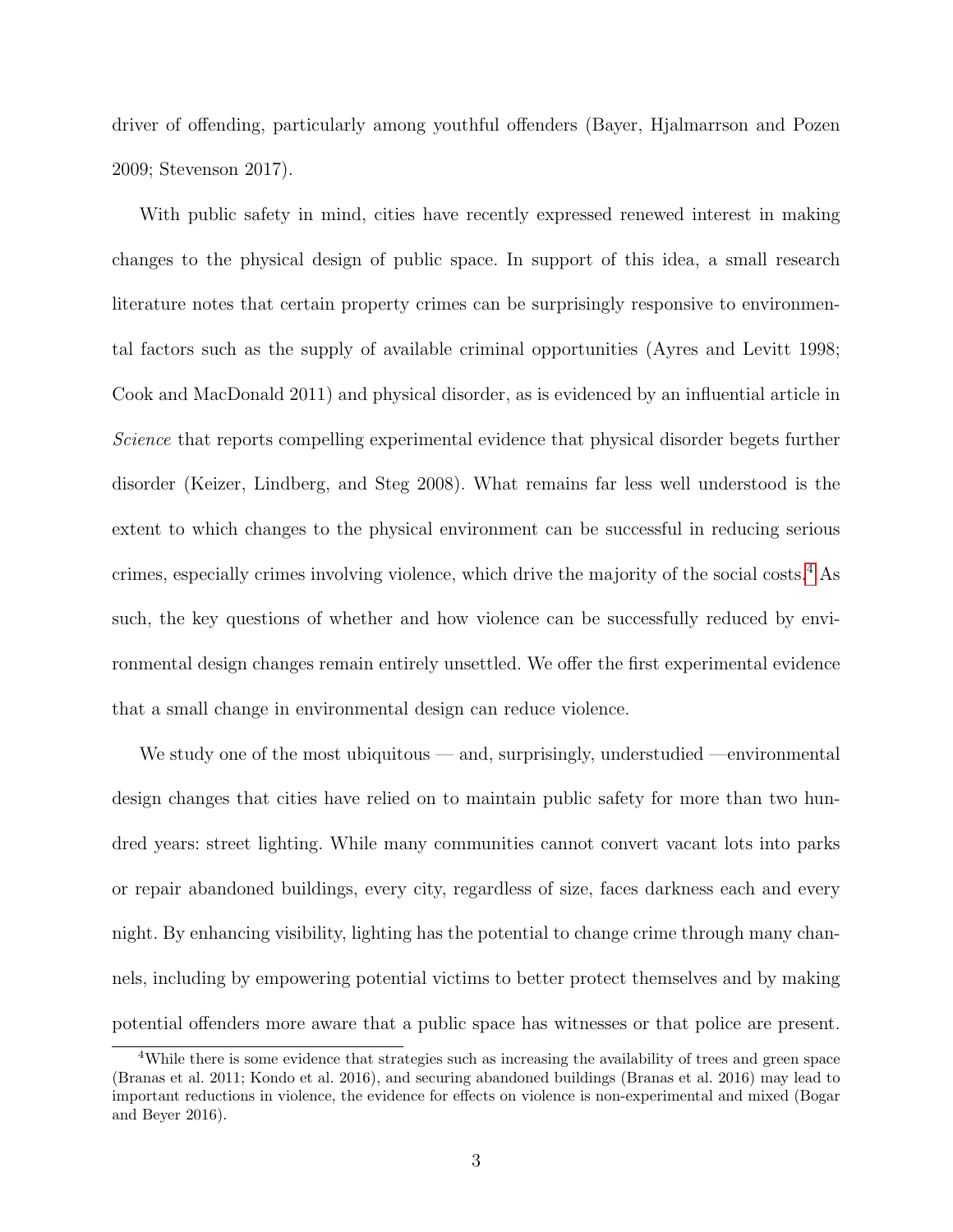driver of offending, particularly among youthful offenders (Bayer, Hjalmarrson and Pozen 2009; Stevenson 2017).

With public safety in mind, cities have recently expressed renewed interest in making changes to the physical design of public space. In support of this idea, a small research literature notes that certain property crimes can be surprisingly responsive to environmental factors such as the supply of available criminal opportunities (Ayres and Levitt 1998; Cook and MacDonald 2011) and physical disorder, as is evidenced by an influential article in *Science* that reports compelling experimental evidence that physical disorder begets further disorder (Keizer, Lindberg, and Steg 2008). What remains far less well understood is the extent to which changes to the physical environment can be successful in reducing serious crimes, especially crimes involving violence, which drive the majority of the social costs.[4] As such, the key questions of whether and how violence can be successfully reduced by environmental design changes remain entirely unsettled. We offer the first experimental evidence that a small change in environmental design can reduce violence.

We study one of the most ubiquitous — and, surprisingly, understudied —environmental design changes that cities have relied on to maintain public safety for more than two hundred years: street lighting. While many communities cannot convert vacant lots into parks or repair abandoned buildings, every city, regardless of size, faces darkness each and every night. By enhancing visibility, lighting has the potential to change crime through many channels, including by empowering potential victims to better protect themselves and by making potential offenders more aware that a public space has witnesses or that police are present.

[4] While there is some evidence that strategies such as increasing the availability of trees and green space (Branas et al. 2011; Kondo et al. 2016), and securing abandoned buildings (Branas et al. 2016) may lead to important reductions in violence, the evidence for effects on violence is non-experimental and mixed (Bogar and Beyer 2016).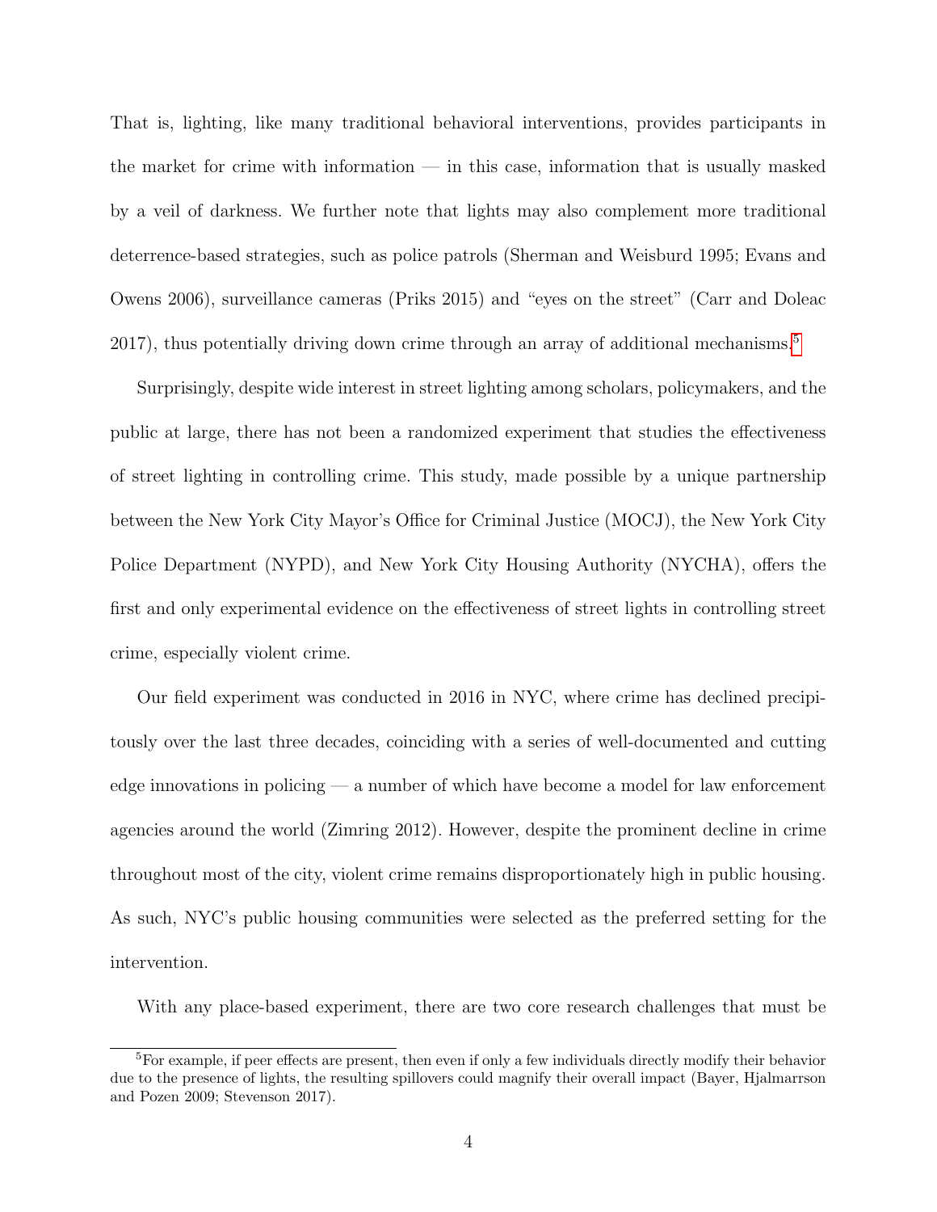That is, lighting, like many traditional behavioral interventions, provides participants in the market for crime with information — in this case, information that is usually masked by a veil of darkness. We further note that lights may also complement more traditional deterrence-based strategies, such as police patrols (Sherman and Weisburd 1995; Evans and Owens 2006), surveillance cameras (Priks 2015) and "eyes on the street" (Carr and Doleac 2017), thus potentially driving down crime through an array of additional mechanisms.[5]

Surprisingly, despite wide interest in street lighting among scholars, policymakers, and the public at large, there has not been a randomized experiment that studies the effectiveness of street lighting in controlling crime. This study, made possible by a unique partnership between the New York City Mayor's Office for Criminal Justice (MOCJ), the New York City Police Department (NYPD), and New York City Housing Authority (NYCHA), offers the first and only experimental evidence on the effectiveness of street lights in controlling street crime, especially violent crime.

Our field experiment was conducted in 2016 in NYC, where crime has declined precipitously over the last three decades, coinciding with a series of well-documented and cutting edge innovations in policing — a number of which have become a model for law enforcement agencies around the world (Zimring 2012). However, despite the prominent decline in crime throughout most of the city, violent crime remains disproportionately high in public housing. As such, NYC's public housing communities were selected as the preferred setting for the intervention.

With any place-based experiment, there are two core research challenges that must be

[5] For example, if peer effects are present, then even if only a few individuals directly modify their behavior due to the presence of lights, the resulting spillovers could magnify their overall impact (Bayer, Hjalmarrson and Pozen 2009; Stevenson 2017).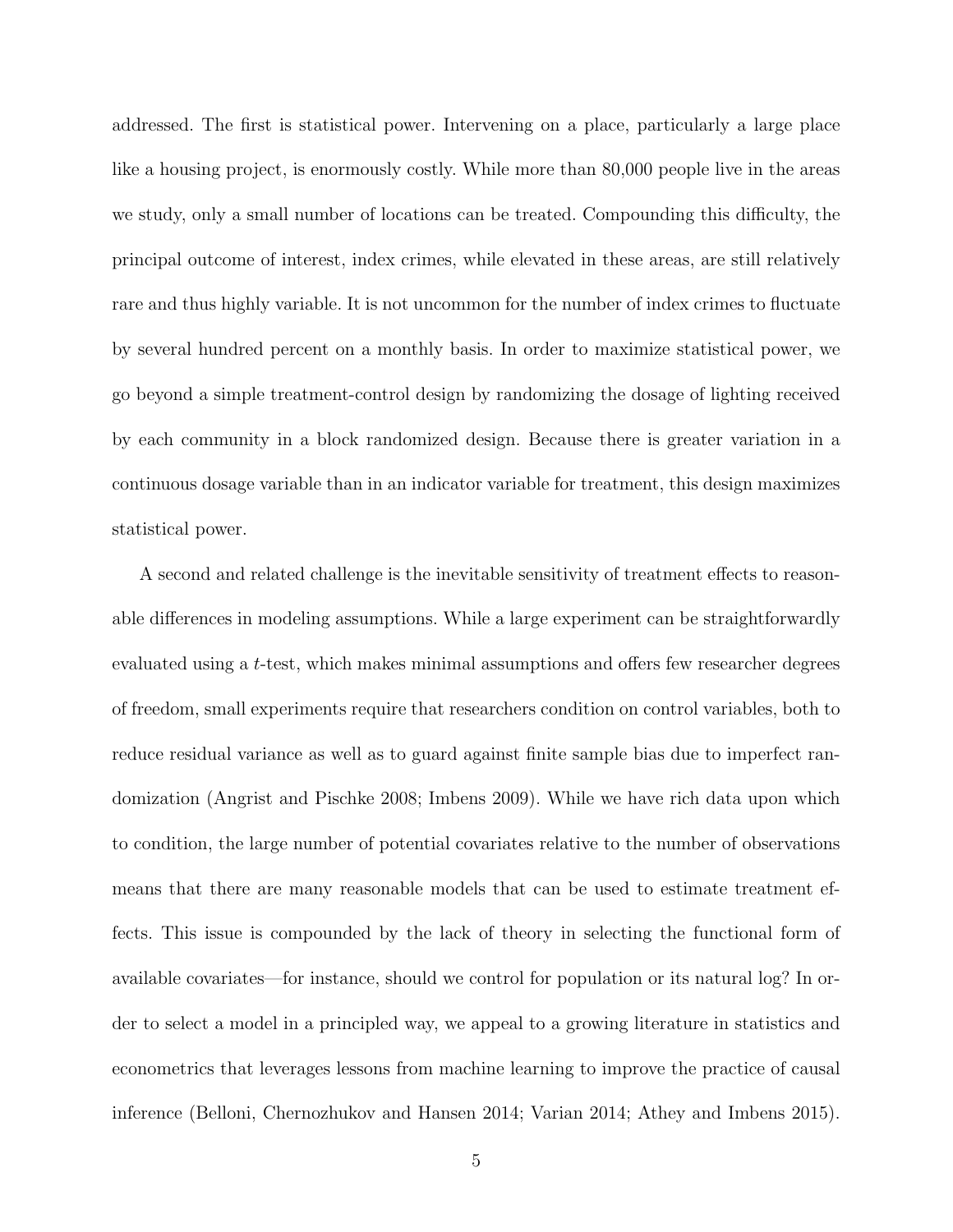addressed. The first is statistical power. Intervening on a place, particularly a large place like a housing project, is enormously costly. While more than 80,000 people live in the areas we study, only a small number of locations can be treated. Compounding this difficulty, the principal outcome of interest, index crimes, while elevated in these areas, are still relatively rare and thus highly variable. It is not uncommon for the number of index crimes to fluctuate by several hundred percent on a monthly basis. In order to maximize statistical power, we go beyond a simple treatment-control design by randomizing the dosage of lighting received by each community in a block randomized design. Because there is greater variation in a continuous dosage variable than in an indicator variable for treatment, this design maximizes statistical power.

A second and related challenge is the inevitable sensitivity of treatment effects to reasonable differences in modeling assumptions. While a large experiment can be straightforwardly evaluated using a *t*-test, which makes minimal assumptions and offers few researcher degrees of freedom, small experiments require that researchers condition on control variables, both to reduce residual variance as well as to guard against finite sample bias due to imperfect randomization (Angrist and Pischke 2008; Imbens 2009). While we have rich data upon which to condition, the large number of potential covariates relative to the number of observations means that there are many reasonable models that can be used to estimate treatment effects. This issue is compounded by the lack of theory in selecting the functional form of available covariates—for instance, should we control for population or its natural log? In order to select a model in a principled way, we appeal to a growing literature in statistics and econometrics that leverages lessons from machine learning to improve the practice of causal inference (Belloni, Chernozhukov and Hansen 2014; Varian 2014; Athey and Imbens 2015).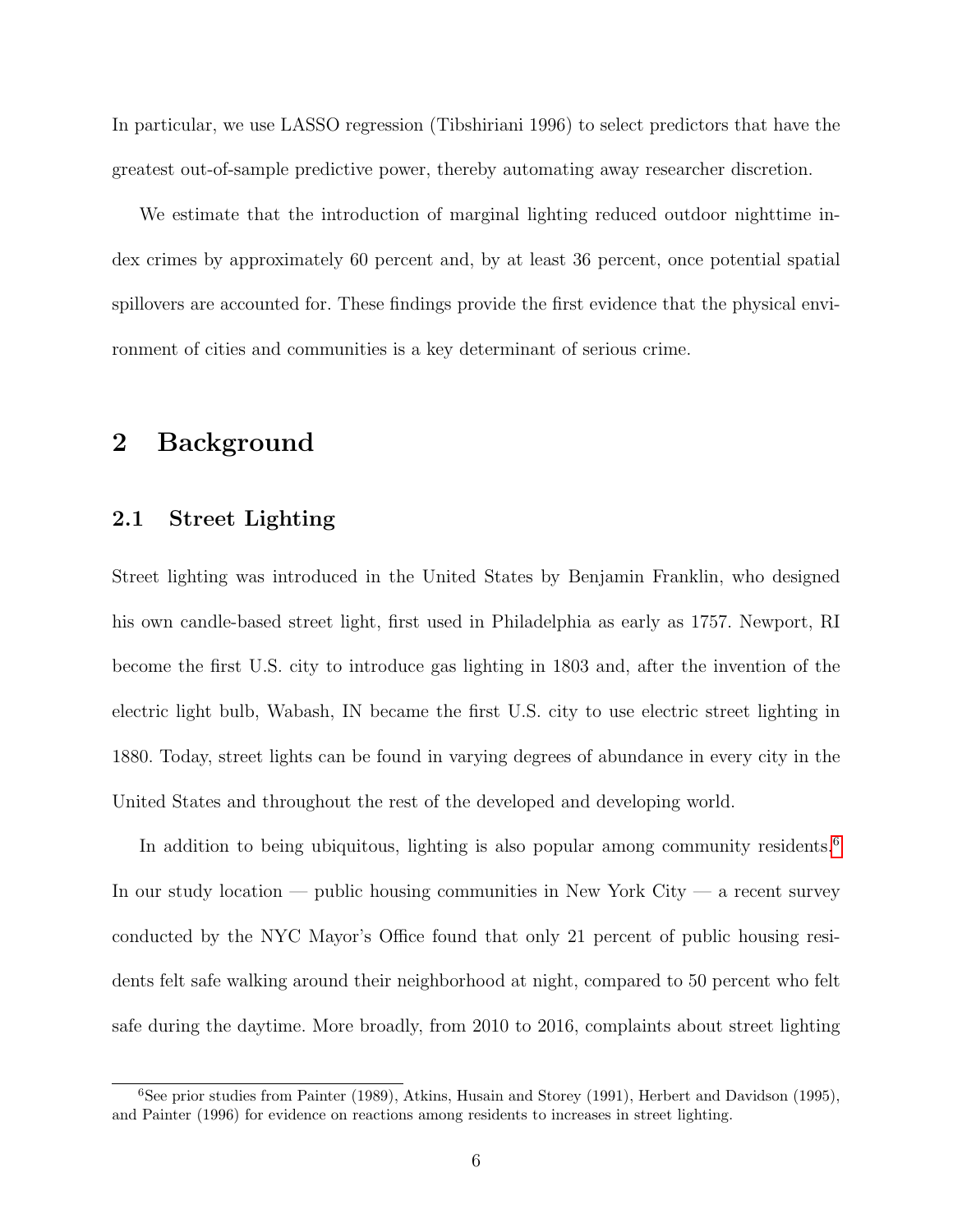In particular, we use LASSO regression (Tibshiriani 1996) to select predictors that have the greatest out-of-sample predictive power, thereby automating away researcher discretion.

We estimate that the introduction of marginal lighting reduced outdoor nighttime index crimes by approximately 60 percent and, by at least 36 percent, once potential spatial spillovers are accounted for. These findings provide the first evidence that the physical environment of cities and communities is a key determinant of serious crime.

# 2 Background

## 2.1 Street Lighting

Street lighting was introduced in the United States by Benjamin Franklin, who designed his own candle-based street light, first used in Philadelphia as early as 1757. Newport, RI become the first U.S. city to introduce gas lighting in 1803 and, after the invention of the electric light bulb, Wabash, IN became the first U.S. city to use electric street lighting in 1880. Today, street lights can be found in varying degrees of abundance in every city in the United States and throughout the rest of the developed and developing world.

In addition to being ubiquitous, lighting is also popular among community residents.[6] In our study location — public housing communities in New York City — a recent survey conducted by the NYC Mayor's Office found that only 21 percent of public housing residents felt safe walking around their neighborhood at night, compared to 50 percent who felt safe during the daytime. More broadly, from 2010 to 2016, complaints about street lighting

[6] See prior studies from Painter (1989), Atkins, Husain and Storey (1991), Herbert and Davidson (1995), and Painter (1996) for evidence on reactions among residents to increases in street lighting.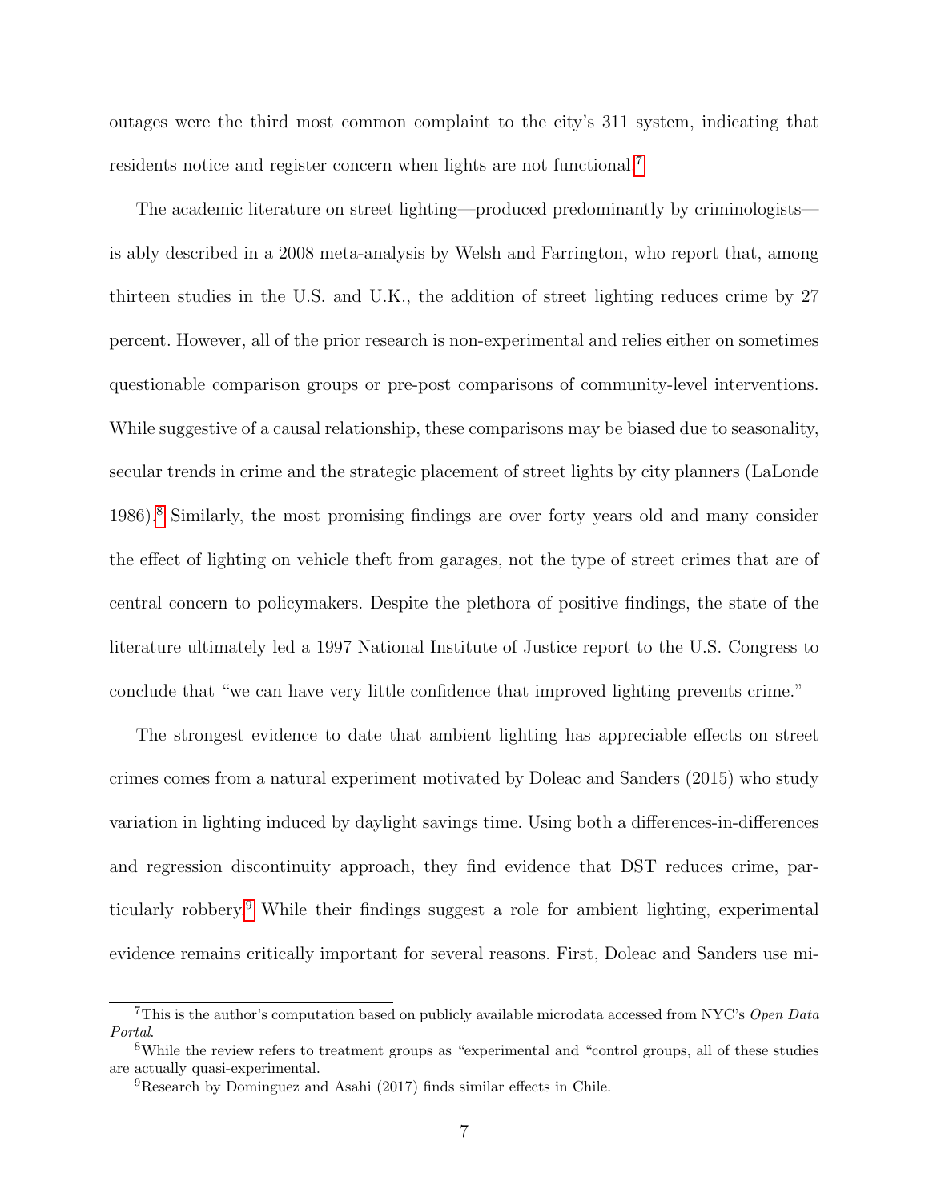outages were the third most common complaint to the city's 311 system, indicating that residents notice and register concern when lights are not functional.[7]

The academic literature on street lighting—produced predominantly by criminologists—is ably described in a 2008 meta-analysis by Welsh and Farrington, who report that, among thirteen studies in the U.S. and U.K., the addition of street lighting reduces crime by 27 percent. However, all of the prior research is non-experimental and relies either on sometimes questionable comparison groups or pre-post comparisons of community-level interventions. While suggestive of a causal relationship, these comparisons may be biased due to seasonality, secular trends in crime and the strategic placement of street lights by city planners (LaLonde 1986).[8] Similarly, the most promising findings are over forty years old and many consider the effect of lighting on vehicle theft from garages, not the type of street crimes that are of central concern to policymakers. Despite the plethora of positive findings, the state of the literature ultimately led a 1997 National Institute of Justice report to the U.S. Congress to conclude that "we can have very little confidence that improved lighting prevents crime."

The strongest evidence to date that ambient lighting has appreciable effects on street crimes comes from a natural experiment motivated by Doleac and Sanders (2015) who study variation in lighting induced by daylight savings time. Using both a differences-in-differences and regression discontinuity approach, they find evidence that DST reduces crime, particularly robbery.[9] While their findings suggest a role for ambient lighting, experimental evidence remains critically important for several reasons. First, Doleac and Sanders use mi-

[7] This is the author's computation based on publicly available microdata accessed from NYC's *Open Data Portal*.

[8] While the review refers to treatment groups as "experimental and "control groups, all of these studies are actually quasi-experimental.

[9] Research by Dominguez and Asahi (2017) finds similar effects in Chile.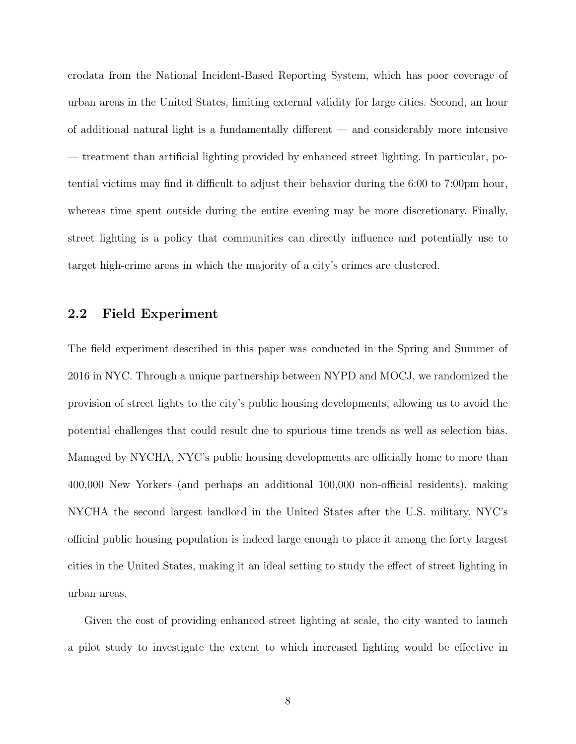crodata from the National Incident-Based Reporting System, which has poor coverage of urban areas in the United States, limiting external validity for large cities. Second, an hour of additional natural light is a fundamentally different — and considerably more intensive — treatment than artificial lighting provided by enhanced street lighting. In particular, potential victims may find it difficult to adjust their behavior during the 6:00 to 7:00pm hour, whereas time spent outside during the entire evening may be more discretionary. Finally, street lighting is a policy that communities can directly influence and potentially use to target high-crime areas in which the majority of a city's crimes are clustered.

## 2.2 Field Experiment

The field experiment described in this paper was conducted in the Spring and Summer of 2016 in NYC. Through a unique partnership between NYPD and MOCJ, we randomized the provision of street lights to the city's public housing developments, allowing us to avoid the potential challenges that could result due to spurious time trends as well as selection bias. Managed by NYCHA, NYC's public housing developments are officially home to more than 400,000 New Yorkers (and perhaps an additional 100,000 non-official residents), making NYCHA the second largest landlord in the United States after the U.S. military. NYC's official public housing population is indeed large enough to place it among the forty largest cities in the United States, making it an ideal setting to study the effect of street lighting in urban areas.

Given the cost of providing enhanced street lighting at scale, the city wanted to launch a pilot study to investigate the extent to which increased lighting would be effective in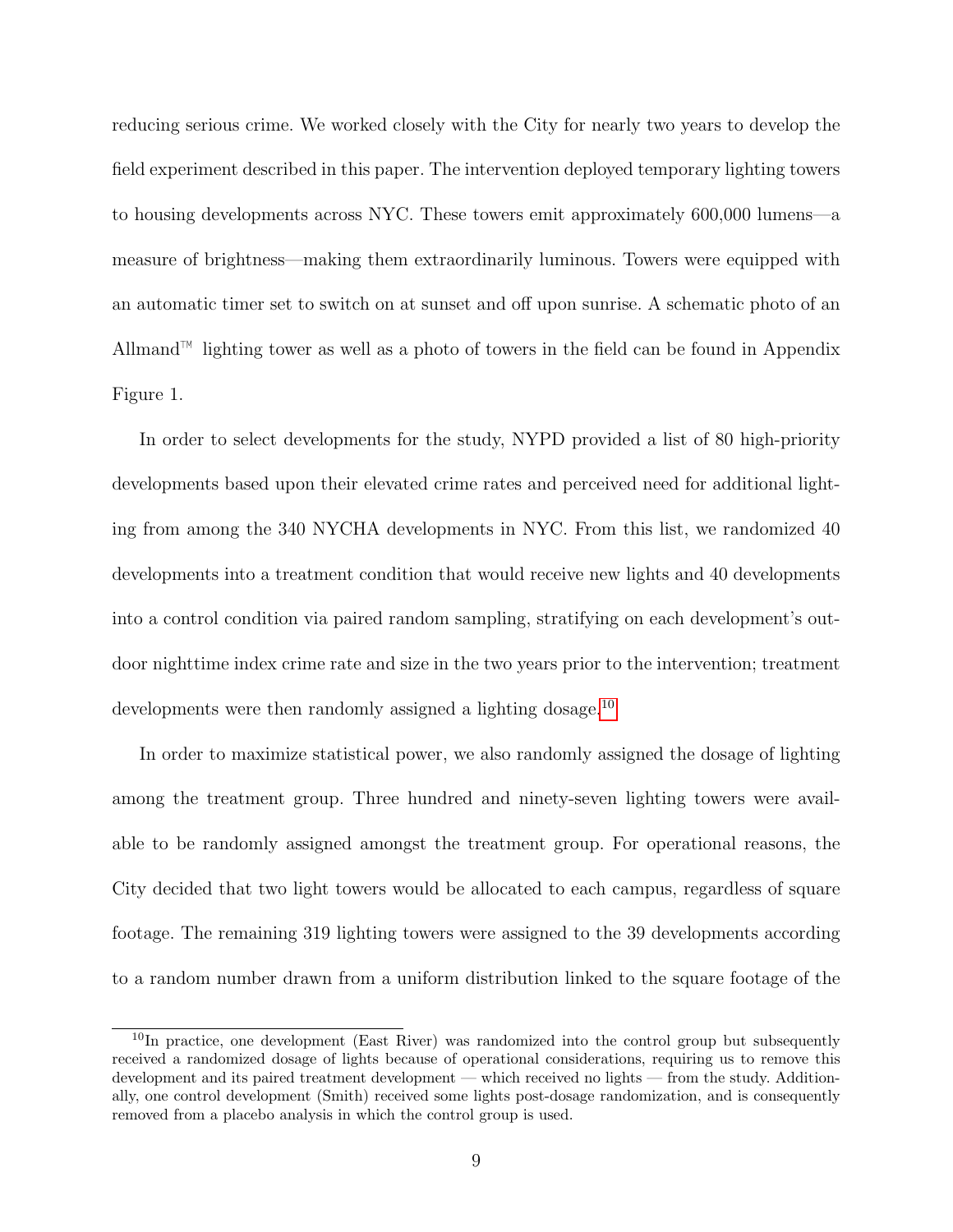reducing serious crime. We worked closely with the City for nearly two years to develop the field experiment described in this paper. The intervention deployed temporary lighting towers to housing developments across NYC. These towers emit approximately 600,000 lumens—a measure of brightness—making them extraordinarily luminous. Towers were equipped with an automatic timer set to switch on at sunset and off upon sunrise. A schematic photo of an Allmand™ lighting tower as well as a photo of towers in the field can be found in Appendix Figure 1.

In order to select developments for the study, NYPD provided a list of 80 high-priority developments based upon their elevated crime rates and perceived need for additional lighting from among the 340 NYCHA developments in NYC. From this list, we randomized 40 developments into a treatment condition that would receive new lights and 40 developments into a control condition via paired random sampling, stratifying on each development's outdoor nighttime index crime rate and size in the two years prior to the intervention; treatment developments were then randomly assigned a lighting dosage.[10]

In order to maximize statistical power, we also randomly assigned the dosage of lighting among the treatment group. Three hundred and ninety-seven lighting towers were available to be randomly assigned amongst the treatment group. For operational reasons, the City decided that two light towers would be allocated to each campus, regardless of square footage. The remaining 319 lighting towers were assigned to the 39 developments according to a random number drawn from a uniform distribution linked to the square footage of the

[10] In practice, one development (East River) was randomized into the control group but subsequently received a randomized dosage of lights because of operational considerations, requiring us to remove this development and its paired treatment development — which received no lights — from the study. Additionally, one control development (Smith) received some lights post-dosage randomization, and is consequently removed from a placebo analysis in which the control group is used.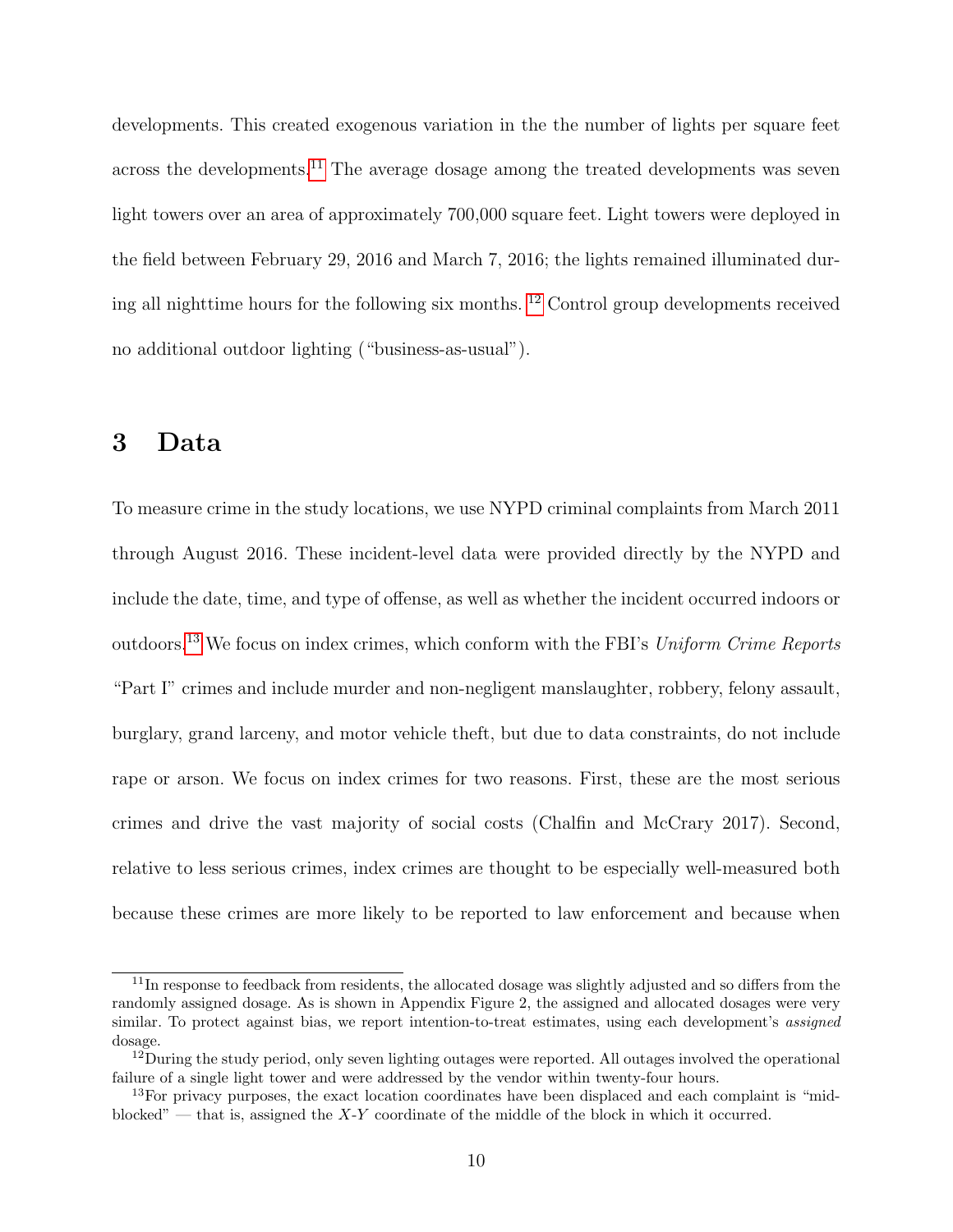developments. This created exogenous variation in the the number of lights per square feet across the developments.[11] The average dosage among the treated developments was seven light towers over an area of approximately 700,000 square feet. Light towers were deployed in the field between February 29, 2016 and March 7, 2016; the lights remained illuminated during all nighttime hours for the following six months. [12] Control group developments received no additional outdoor lighting ("business-as-usual").

# 3 Data

To measure crime in the study locations, we use NYPD criminal complaints from March 2011 through August 2016. These incident-level data were provided directly by the NYPD and include the date, time, and type of offense, as well as whether the incident occurred indoors or outdoors.[13] We focus on index crimes, which conform with the FBI's *Uniform Crime Reports* "Part I" crimes and include murder and non-negligent manslaughter, robbery, felony assault, burglary, grand larceny, and motor vehicle theft, but due to data constraints, do not include rape or arson. We focus on index crimes for two reasons. First, these are the most serious crimes and drive the vast majority of social costs (Chalfin and McCrary 2017). Second, relative to less serious crimes, index crimes are thought to be especially well-measured both because these crimes are more likely to be reported to law enforcement and because when

---

[11] In response to feedback from residents, the allocated dosage was slightly adjusted and so differs from the randomly assigned dosage. As is shown in Appendix Figure 2, the assigned and allocated dosages were very similar. To protect against bias, we report intention-to-treat estimates, using each development's *assigned* dosage.

[12] During the study period, only seven lighting outages were reported. All outages involved the operational failure of a single light tower and were addressed by the vendor within twenty-four hours.

[13] For privacy purposes, the exact location coordinates have been displaced and each complaint is "mid-blocked" — that is, assigned the $X$-$Y$ coordinate of the middle of the block in which it occurred.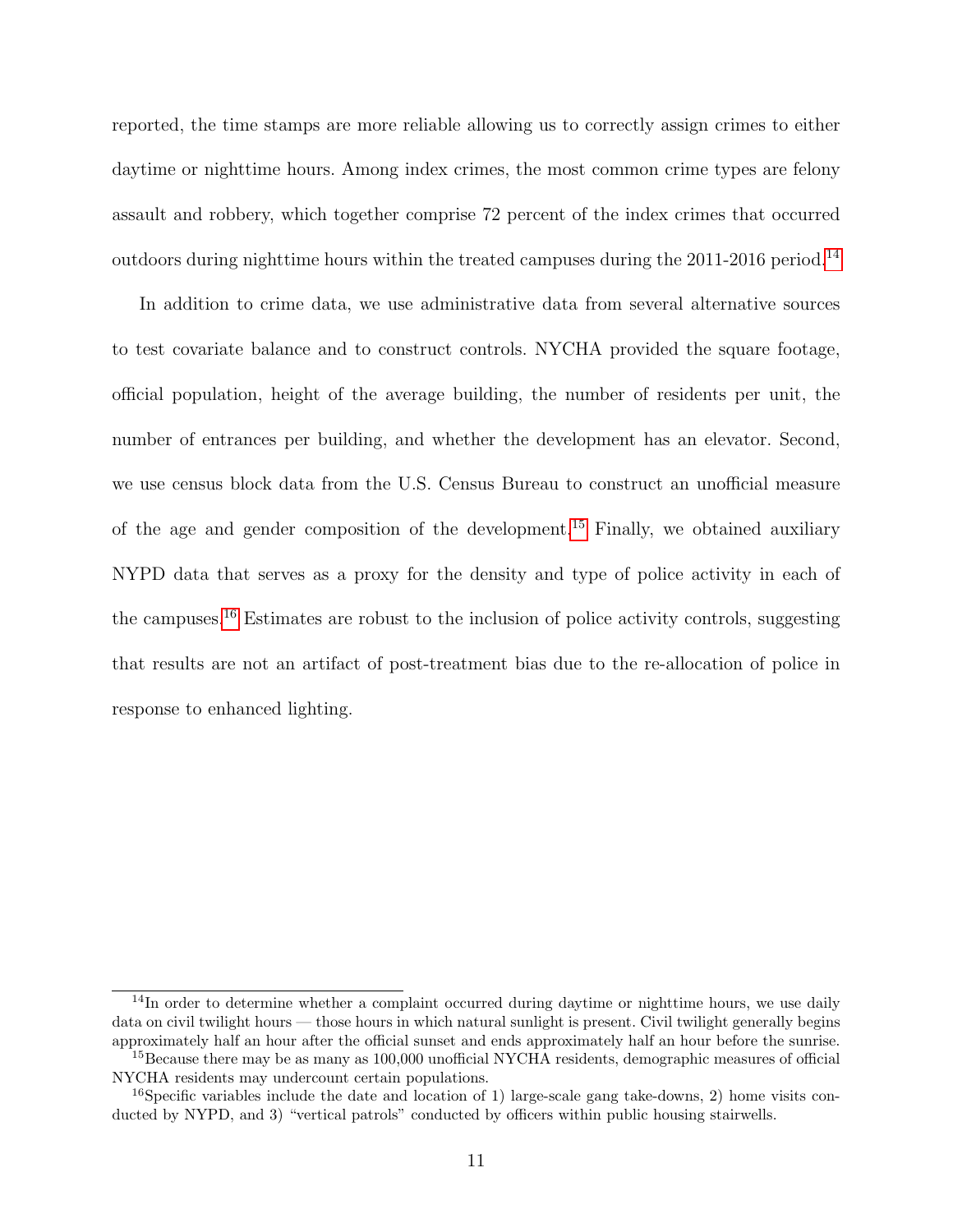reported, the time stamps are more reliable allowing us to correctly assign crimes to either daytime or nighttime hours. Among index crimes, the most common crime types are felony assault and robbery, which together comprise 72 percent of the index crimes that occurred outdoors during nighttime hours within the treated campuses during the 2011-2016 period.[14]

In addition to crime data, we use administrative data from several alternative sources to test covariate balance and to construct controls. NYCHA provided the square footage, official population, height of the average building, the number of residents per unit, the number of entrances per building, and whether the development has an elevator. Second, we use census block data from the U.S. Census Bureau to construct an unofficial measure of the age and gender composition of the development.[15] Finally, we obtained auxiliary NYPD data that serves as a proxy for the density and type of police activity in each of the campuses.[16] Estimates are robust to the inclusion of police activity controls, suggesting that results are not an artifact of post-treatment bias due to the re-allocation of police in response to enhanced lighting.

[14]In order to determine whether a complaint occurred during daytime or nighttime hours, we use daily data on civil twilight hours — those hours in which natural sunlight is present. Civil twilight generally begins approximately half an hour after the official sunset and ends approximately half an hour before the sunrise.

[15]Because there may be as many as 100,000 unofficial NYCHA residents, demographic measures of official NYCHA residents may undercount certain populations.

[16]Specific variables include the date and location of 1) large-scale gang take-downs, 2) home visits conducted by NYPD, and 3) "vertical patrols" conducted by officers within public housing stairwells.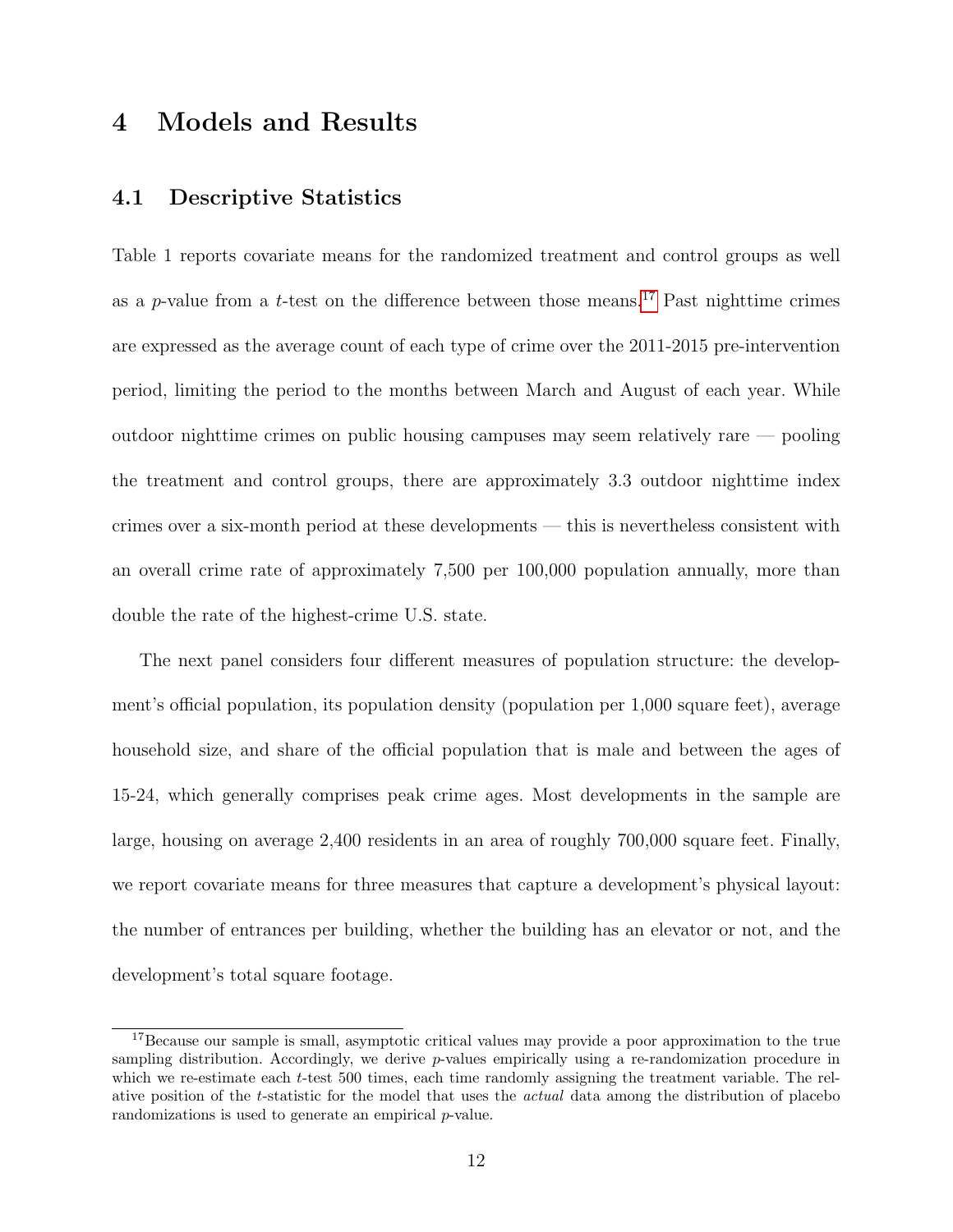# 4 Models and Results

## 4.1 Descriptive Statistics

Table 1 reports covariate means for the randomized treatment and control groups as well as a $p$-value from a $t$-test on the difference between those means.[17] Past nighttime crimes are expressed as the average count of each type of crime over the 2011-2015 pre-intervention period, limiting the period to the months between March and August of each year. While outdoor nighttime crimes on public housing campuses may seem relatively rare — pooling the treatment and control groups, there are approximately 3.3 outdoor nighttime index crimes over a six-month period at these developments — this is nevertheless consistent with an overall crime rate of approximately 7,500 per 100,000 population annually, more than double the rate of the highest-crime U.S. state.

The next panel considers four different measures of population structure: the development's official population, its population density (population per 1,000 square feet), average household size, and share of the official population that is male and between the ages of 15-24, which generally comprises peak crime ages. Most developments in the sample are large, housing on average 2,400 residents in an area of roughly 700,000 square feet. Finally, we report covariate means for three measures that capture a development's physical layout: the number of entrances per building, whether the building has an elevator or not, and the development's total square footage.

[17] Because our sample is small, asymptotic critical values may provide a poor approximation to the true sampling distribution. Accordingly, we derive $p$-values empirically using a re-randomization procedure in which we re-estimate each $t$-test 500 times, each time randomly assigning the treatment variable. The relative position of the $t$-statistic for the model that uses the *actual* data among the distribution of placebo randomizations is used to generate an empirical $p$-value.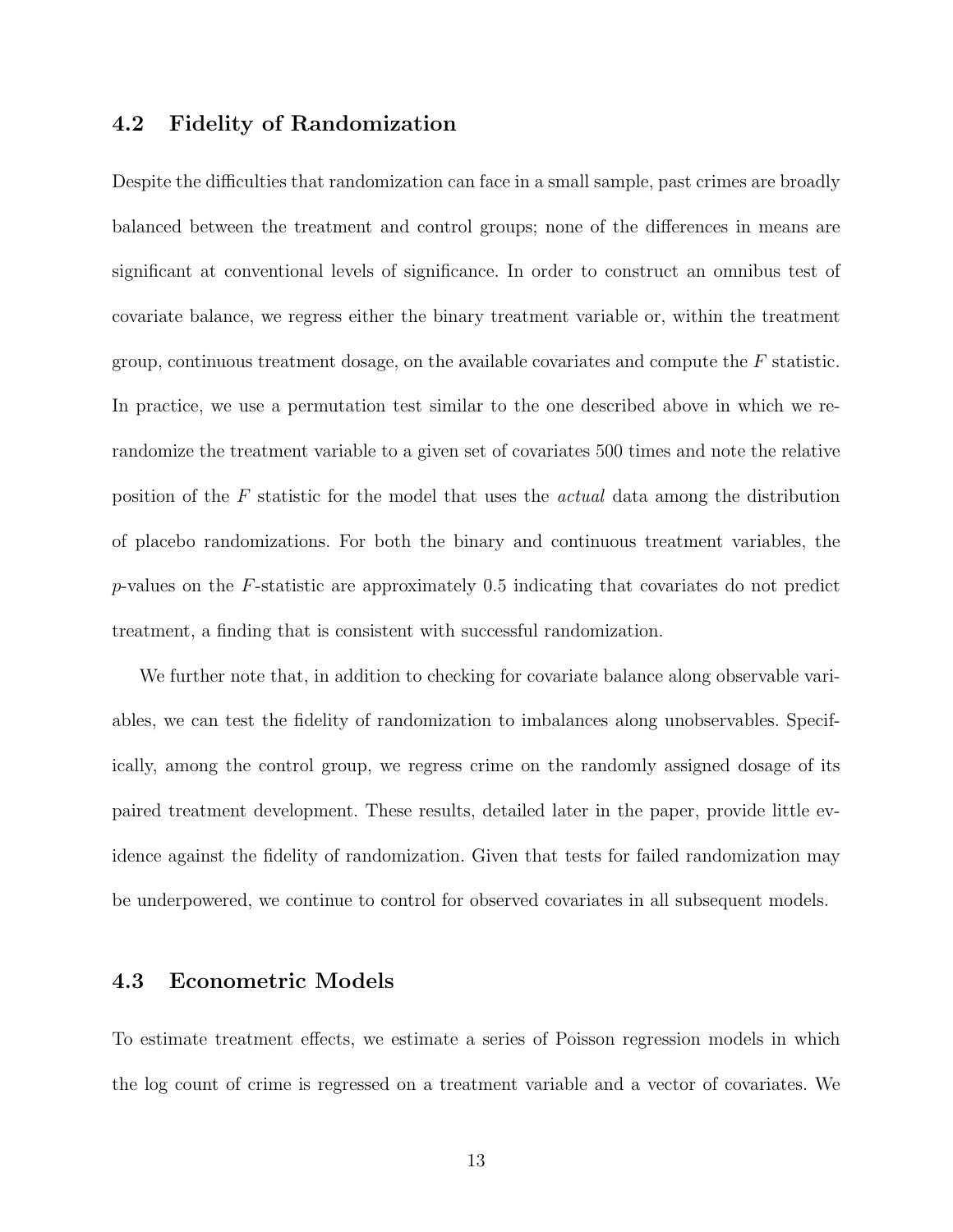## 4.2 Fidelity of Randomization

Despite the difficulties that randomization can face in a small sample, past crimes are broadly balanced between the treatment and control groups; none of the differences in means are significant at conventional levels of significance. In order to construct an omnibus test of covariate balance, we regress either the binary treatment variable or, within the treatment group, continuous treatment dosage, on the available covariates and compute the $F$ statistic. In practice, we use a permutation test similar to the one described above in which we re-randomize the treatment variable to a given set of covariates 500 times and note the relative position of the $F$ statistic for the model that uses the *actual* data among the distribution of placebo randomizations. For both the binary and continuous treatment variables, the $p$-values on the $F$-statistic are approximately 0.5 indicating that covariates do not predict treatment, a finding that is consistent with successful randomization.

We further note that, in addition to checking for covariate balance along observable variables, we can test the fidelity of randomization to imbalances along unobservables. Specifically, among the control group, we regress crime on the randomly assigned dosage of its paired treatment development. These results, detailed later in the paper, provide little evidence against the fidelity of randomization. Given that tests for failed randomization may be underpowered, we continue to control for observed covariates in all subsequent models.

## 4.3 Econometric Models

To estimate treatment effects, we estimate a series of Poisson regression models in which the log count of crime is regressed on a treatment variable and a vector of covariates. We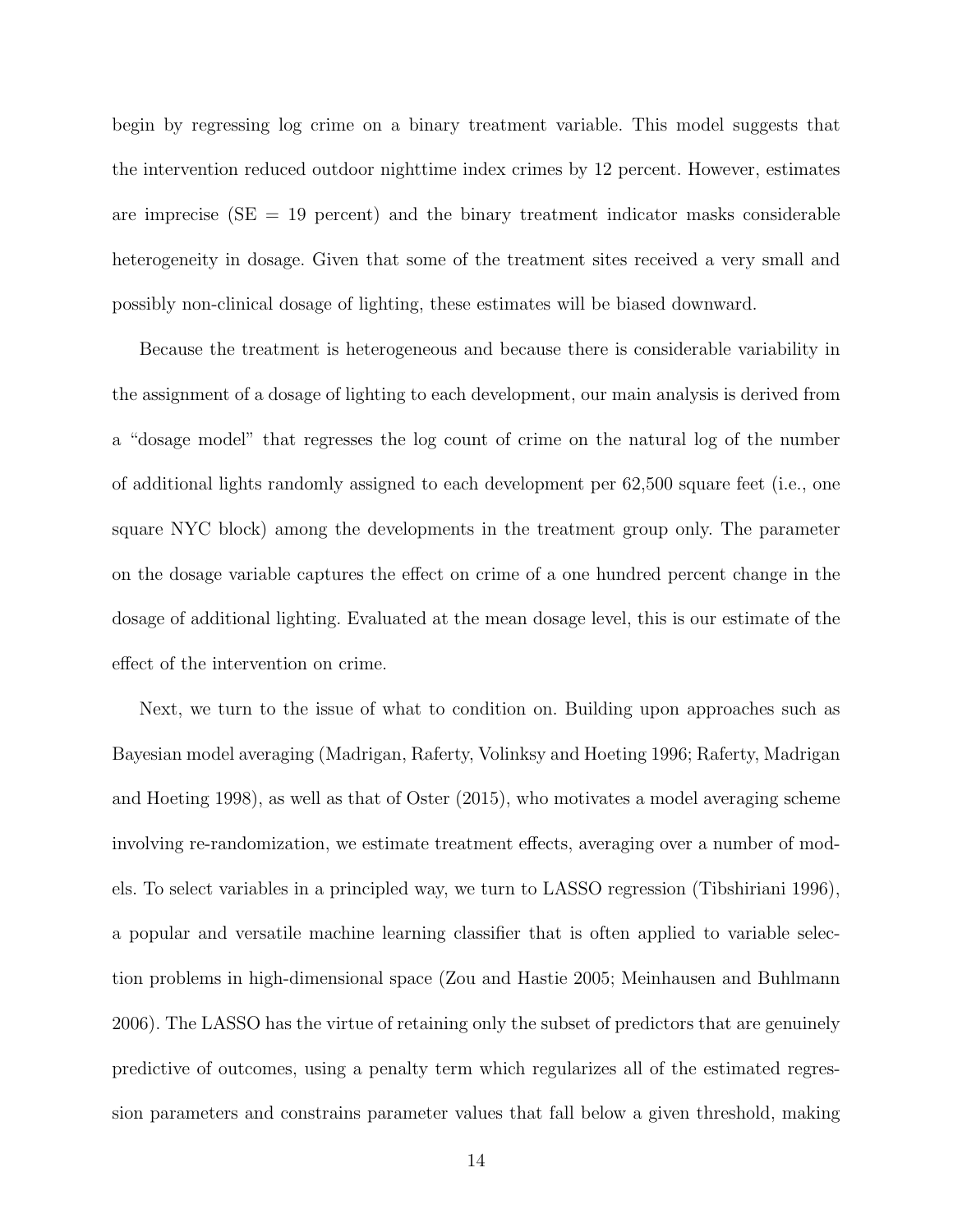begin by regressing log crime on a binary treatment variable. This model suggests that the intervention reduced outdoor nighttime index crimes by 12 percent. However, estimates are imprecise (SE = 19 percent) and the binary treatment indicator masks considerable heterogeneity in dosage. Given that some of the treatment sites received a very small and possibly non-clinical dosage of lighting, these estimates will be biased downward.

Because the treatment is heterogeneous and because there is considerable variability in the assignment of a dosage of lighting to each development, our main analysis is derived from a "dosage model" that regresses the log count of crime on the natural log of the number of additional lights randomly assigned to each development per 62,500 square feet (i.e., one square NYC block) among the developments in the treatment group only. The parameter on the dosage variable captures the effect on crime of a one hundred percent change in the dosage of additional lighting. Evaluated at the mean dosage level, this is our estimate of the effect of the intervention on crime.

Next, we turn to the issue of what to condition on. Building upon approaches such as Bayesian model averaging (Madrigan, Raferty, Volinksy and Hoeting 1996; Raferty, Madrigan and Hoeting 1998), as well as that of Oster (2015), who motivates a model averaging scheme involving re-randomization, we estimate treatment effects, averaging over a number of models. To select variables in a principled way, we turn to LASSO regression (Tibshiriani 1996), a popular and versatile machine learning classifier that is often applied to variable selection problems in high-dimensional space (Zou and Hastie 2005; Meinhausen and Buhlmann 2006). The LASSO has the virtue of retaining only the subset of predictors that are genuinely predictive of outcomes, using a penalty term which regularizes all of the estimated regression parameters and constrains parameter values that fall below a given threshold, making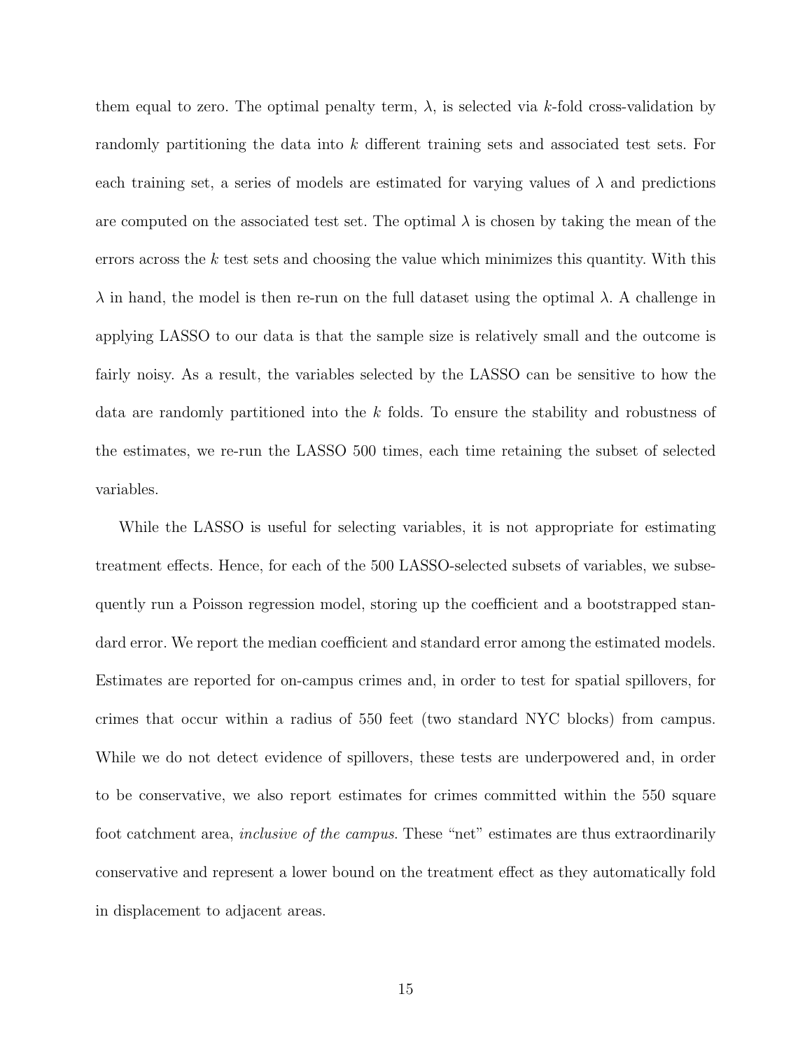them equal to zero. The optimal penalty term, $\lambda$, is selected via $k$-fold cross-validation by randomly partitioning the data into $k$ different training sets and associated test sets. For each training set, a series of models are estimated for varying values of $\lambda$ and predictions are computed on the associated test set. The optimal $\lambda$ is chosen by taking the mean of the errors across the $k$ test sets and choosing the value which minimizes this quantity. With this $\lambda$ in hand, the model is then re-run on the full dataset using the optimal $\lambda$. A challenge in applying LASSO to our data is that the sample size is relatively small and the outcome is fairly noisy. As a result, the variables selected by the LASSO can be sensitive to how the data are randomly partitioned into the $k$ folds. To ensure the stability and robustness of the estimates, we re-run the LASSO 500 times, each time retaining the subset of selected variables.

While the LASSO is useful for selecting variables, it is not appropriate for estimating treatment effects. Hence, for each of the 500 LASSO-selected subsets of variables, we subsequently run a Poisson regression model, storing up the coefficient and a bootstrapped standard error. We report the median coefficient and standard error among the estimated models. Estimates are reported for on-campus crimes and, in order to test for spatial spillovers, for crimes that occur within a radius of 550 feet (two standard NYC blocks) from campus. While we do not detect evidence of spillovers, these tests are underpowered and, in order to be conservative, we also report estimates for crimes committed within the 550 square foot catchment area, *inclusive of the campus*. These "net" estimates are thus extraordinarily conservative and represent a lower bound on the treatment effect as they automatically fold in displacement to adjacent areas.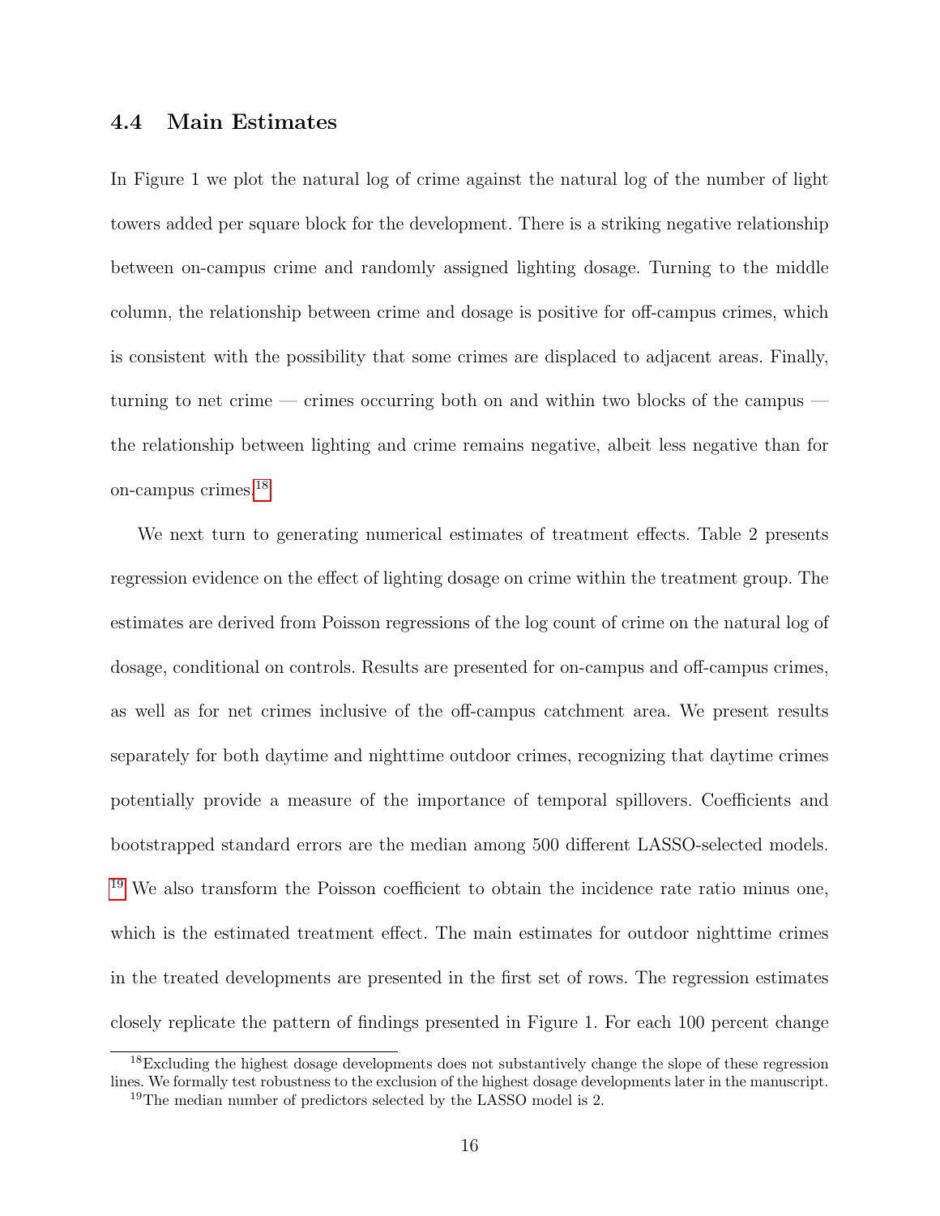### 4.4 Main Estimates

In Figure 1 we plot the natural log of crime against the natural log of the number of light towers added per square block for the development. There is a striking negative relationship between on-campus crime and randomly assigned lighting dosage. Turning to the middle column, the relationship between crime and dosage is positive for off-campus crimes, which is consistent with the possibility that some crimes are displaced to adjacent areas. Finally, turning to net crime — crimes occurring both on and within two blocks of the campus — the relationship between lighting and crime remains negative, albeit less negative than for on-campus crimes.[18]

We next turn to generating numerical estimates of treatment effects. Table 2 presents regression evidence on the effect of lighting dosage on crime within the treatment group. The estimates are derived from Poisson regressions of the log count of crime on the natural log of dosage, conditional on controls. Results are presented for on-campus and off-campus crimes, as well as for net crimes inclusive of the off-campus catchment area. We present results separately for both daytime and nighttime outdoor crimes, recognizing that daytime crimes potentially provide a measure of the importance of temporal spillovers. Coefficients and bootstrapped standard errors are the median among 500 different LASSO-selected models. [19] We also transform the Poisson coefficient to obtain the incidence rate ratio minus one, which is the estimated treatment effect. The main estimates for outdoor nighttime crimes in the treated developments are presented in the first set of rows. The regression estimates closely replicate the pattern of findings presented in Figure 1. For each 100 percent change

[18] Excluding the highest dosage developments does not substantively change the slope of these regression lines. We formally test robustness to the exclusion of the highest dosage developments later in the manuscript.

[19] The median number of predictors selected by the LASSO model is 2.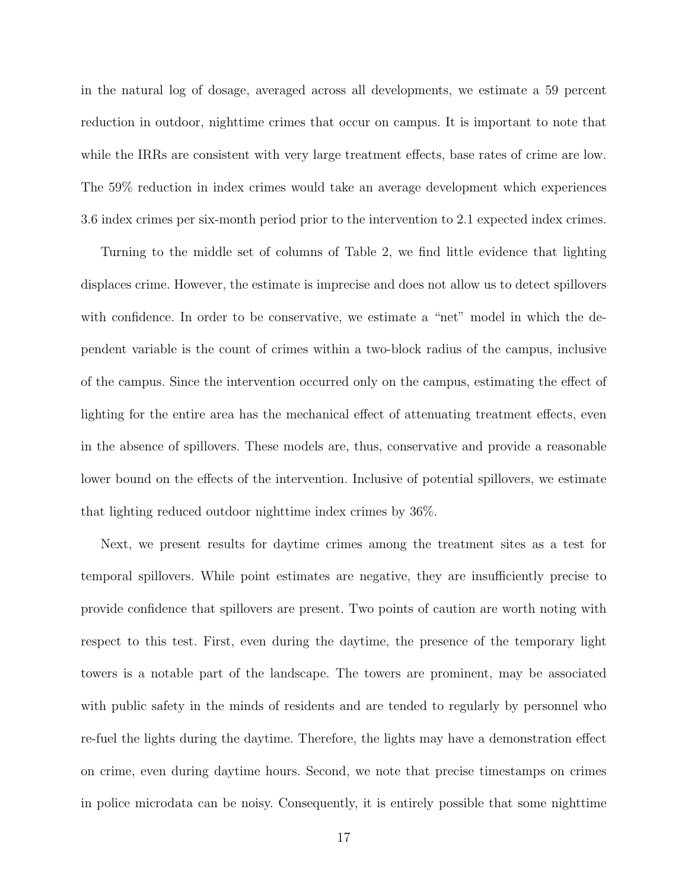in the natural log of dosage, averaged across all developments, we estimate a 59 percent reduction in outdoor, nighttime crimes that occur on campus. It is important to note that while the IRRs are consistent with very large treatment effects, base rates of crime are low. The 59% reduction in index crimes would take an average development which experiences 3.6 index crimes per six-month period prior to the intervention to 2.1 expected index crimes.

Turning to the middle set of columns of Table 2, we find little evidence that lighting displaces crime. However, the estimate is imprecise and does not allow us to detect spillovers with confidence. In order to be conservative, we estimate a "net" model in which the dependent variable is the count of crimes within a two-block radius of the campus, inclusive of the campus. Since the intervention occurred only on the campus, estimating the effect of lighting for the entire area has the mechanical effect of attenuating treatment effects, even in the absence of spillovers. These models are, thus, conservative and provide a reasonable lower bound on the effects of the intervention. Inclusive of potential spillovers, we estimate that lighting reduced outdoor nighttime index crimes by 36%.

Next, we present results for daytime crimes among the treatment sites as a test for temporal spillovers. While point estimates are negative, they are insufficiently precise to provide confidence that spillovers are present. Two points of caution are worth noting with respect to this test. First, even during the daytime, the presence of the temporary light towers is a notable part of the landscape. The towers are prominent, may be associated with public safety in the minds of residents and are tended to regularly by personnel who re-fuel the lights during the daytime. Therefore, the lights may have a demonstration effect on crime, even during daytime hours. Second, we note that precise timestamps on crimes in police microdata can be noisy. Consequently, it is entirely possible that some nighttime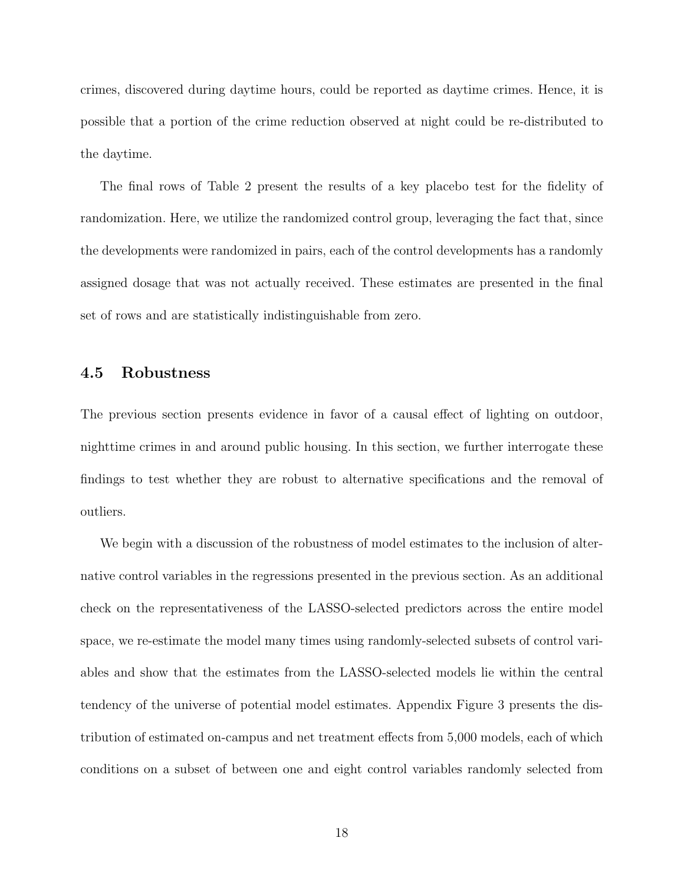crimes, discovered during daytime hours, could be reported as daytime crimes. Hence, it is possible that a portion of the crime reduction observed at night could be re-distributed to the daytime.

The final rows of Table 2 present the results of a key placebo test for the fidelity of randomization. Here, we utilize the randomized control group, leveraging the fact that, since the developments were randomized in pairs, each of the control developments has a randomly assigned dosage that was not actually received. These estimates are presented in the final set of rows and are statistically indistinguishable from zero.

## 4.5 Robustness

The previous section presents evidence in favor of a causal effect of lighting on outdoor, nighttime crimes in and around public housing. In this section, we further interrogate these findings to test whether they are robust to alternative specifications and the removal of outliers.

We begin with a discussion of the robustness of model estimates to the inclusion of alternative control variables in the regressions presented in the previous section. As an additional check on the representativeness of the LASSO-selected predictors across the entire model space, we re-estimate the model many times using randomly-selected subsets of control variables and show that the estimates from the LASSO-selected models lie within the central tendency of the universe of potential model estimates. Appendix Figure 3 presents the distribution of estimated on-campus and net treatment effects from 5,000 models, each of which conditions on a subset of between one and eight control variables randomly selected from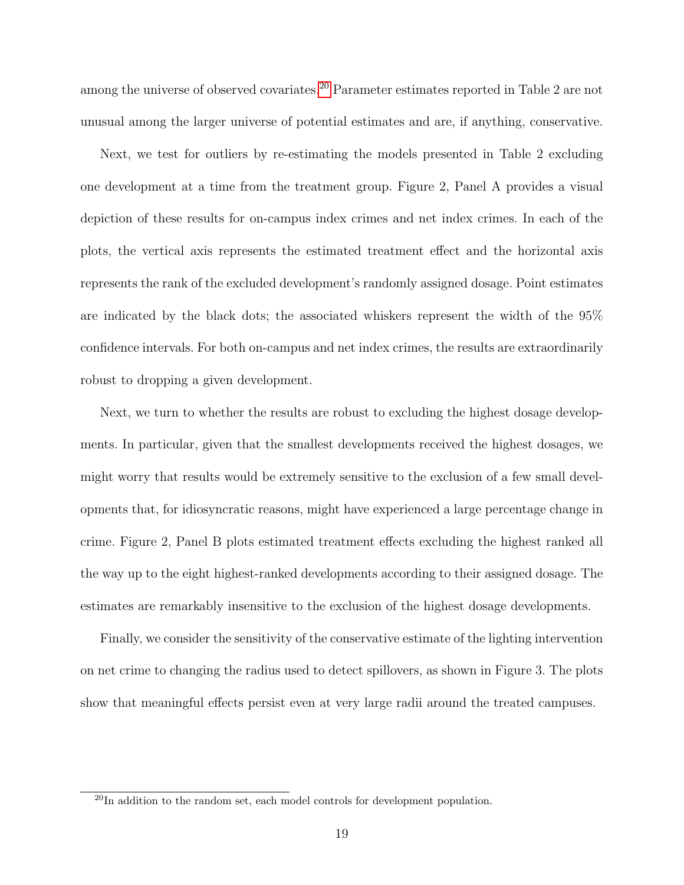among the universe of observed covariates.[20] Parameter estimates reported in Table 2 are not unusual among the larger universe of potential estimates and are, if anything, conservative.

Next, we test for outliers by re-estimating the models presented in Table 2 excluding one development at a time from the treatment group. Figure 2, Panel A provides a visual depiction of these results for on-campus index crimes and net index crimes. In each of the plots, the vertical axis represents the estimated treatment effect and the horizontal axis represents the rank of the excluded development's randomly assigned dosage. Point estimates are indicated by the black dots; the associated whiskers represent the width of the 95% confidence intervals. For both on-campus and net index crimes, the results are extraordinarily robust to dropping a given development.

Next, we turn to whether the results are robust to excluding the highest dosage developments. In particular, given that the smallest developments received the highest dosages, we might worry that results would be extremely sensitive to the exclusion of a few small developments that, for idiosyncratic reasons, might have experienced a large percentage change in crime. Figure 2, Panel B plots estimated treatment effects excluding the highest ranked all the way up to the eight highest-ranked developments according to their assigned dosage. The estimates are remarkably insensitive to the exclusion of the highest dosage developments.

Finally, we consider the sensitivity of the conservative estimate of the lighting intervention on net crime to changing the radius used to detect spillovers, as shown in Figure 3. The plots show that meaningful effects persist even at very large radii around the treated campuses.

[20] In addition to the random set, each model controls for development population.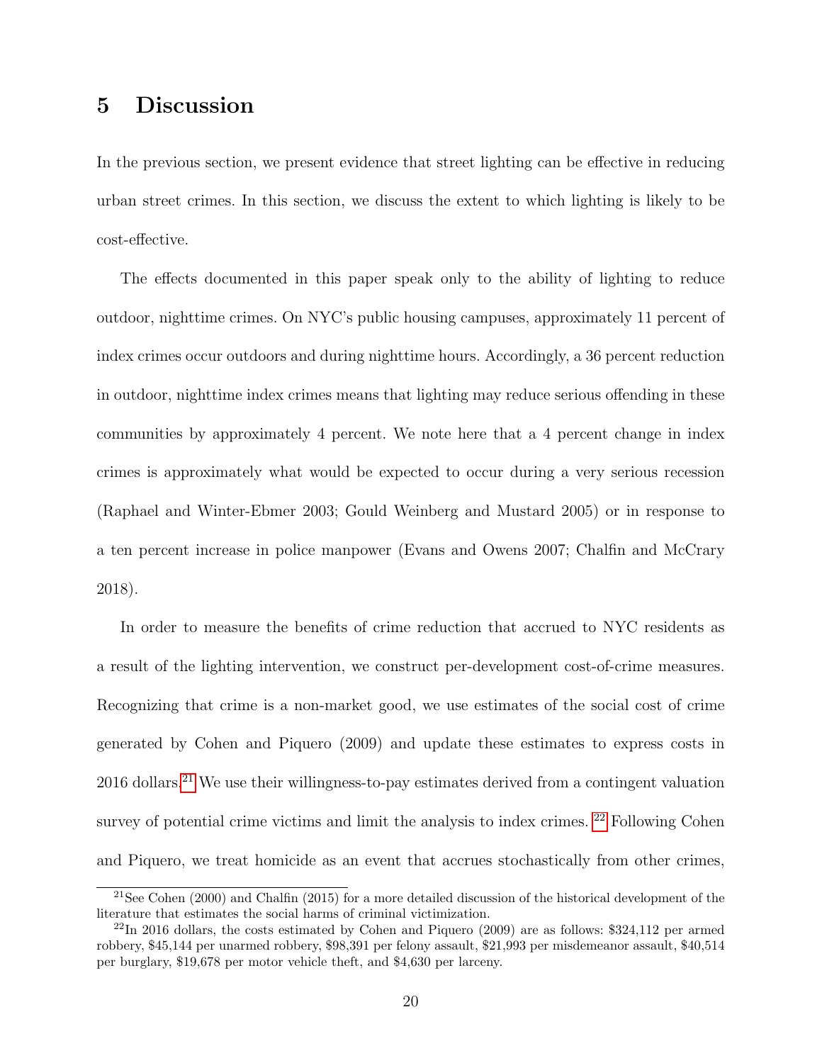# 5 Discussion

In the previous section, we present evidence that street lighting can be effective in reducing urban street crimes. In this section, we discuss the extent to which lighting is likely to be cost-effective.

The effects documented in this paper speak only to the ability of lighting to reduce outdoor, nighttime crimes. On NYC's public housing campuses, approximately 11 percent of index crimes occur outdoors and during nighttime hours. Accordingly, a 36 percent reduction in outdoor, nighttime index crimes means that lighting may reduce serious offending in these communities by approximately 4 percent. We note here that a 4 percent change in index crimes is approximately what would be expected to occur during a very serious recession (Raphael and Winter-Ebmer 2003; Gould Weinberg and Mustard 2005) or in response to a ten percent increase in police manpower (Evans and Owens 2007; Chalfin and McCrary 2018).

In order to measure the benefits of crime reduction that accrued to NYC residents as a result of the lighting intervention, we construct per-development cost-of-crime measures. Recognizing that crime is a non-market good, we use estimates of the social cost of crime generated by Cohen and Piquero (2009) and update these estimates to express costs in 2016 dollars.[21] We use their willingness-to-pay estimates derived from a contingent valuation survey of potential crime victims and limit the analysis to index crimes. [22] Following Cohen and Piquero, we treat homicide as an event that accrues stochastically from other crimes,

[21] See Cohen (2000) and Chalfin (2015) for a more detailed discussion of the historical development of the literature that estimates the social harms of criminal victimization.

[22] In 2016 dollars, the costs estimated by Cohen and Piquero (2009) are as follows: $324,112 per armed robbery, $45,144 per unarmed robbery, $98,391 per felony assault, $21,993 per misdemeanor assault, $40,514 per burglary, $19,678 per motor vehicle theft, and $4,630 per larceny.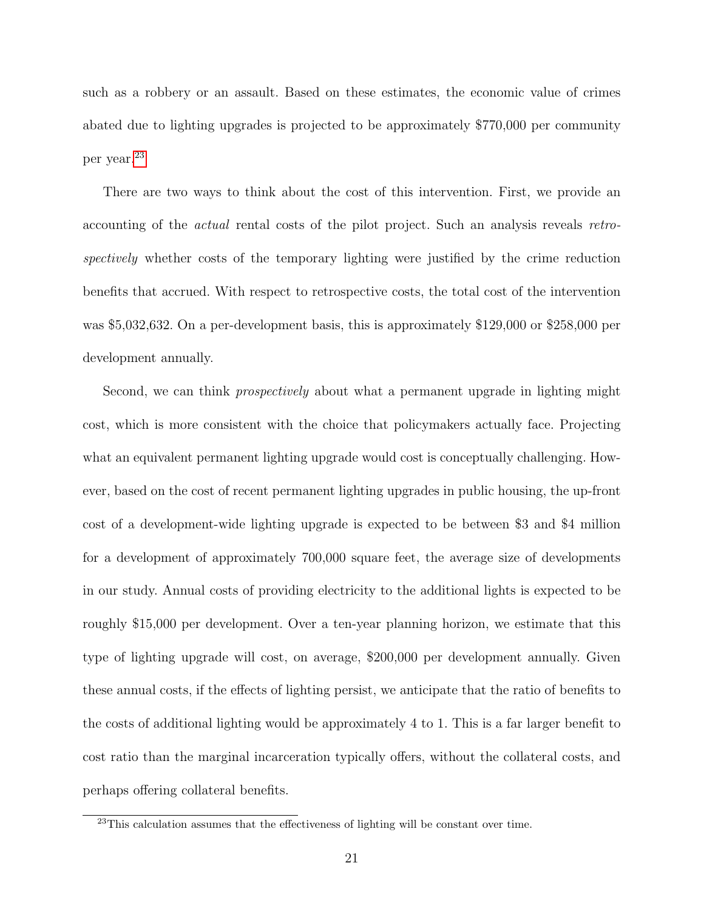such as a robbery or an assault. Based on these estimates, the economic value of crimes abated due to lighting upgrades is projected to be approximately $770,000 per community per year.[23]

There are two ways to think about the cost of this intervention. First, we provide an accounting of the *actual* rental costs of the pilot project. Such an analysis reveals *retrospectively* whether costs of the temporary lighting were justified by the crime reduction benefits that accrued. With respect to retrospective costs, the total cost of the intervention was $5,032,632. On a per-development basis, this is approximately $129,000 or $258,000 per development annually.

Second, we can think *prospectively* about what a permanent upgrade in lighting might cost, which is more consistent with the choice that policymakers actually face. Projecting what an equivalent permanent lighting upgrade would cost is conceptually challenging. However, based on the cost of recent permanent lighting upgrades in public housing, the up-front cost of a development-wide lighting upgrade is expected to be between $3 and $4 million for a development of approximately 700,000 square feet, the average size of developments in our study. Annual costs of providing electricity to the additional lights is expected to be roughly $15,000 per development. Over a ten-year planning horizon, we estimate that this type of lighting upgrade will cost, on average, $200,000 per development annually. Given these annual costs, if the effects of lighting persist, we anticipate that the ratio of benefits to the costs of additional lighting would be approximately 4 to 1. This is a far larger benefit to cost ratio than the marginal incarceration typically offers, without the collateral costs, and perhaps offering collateral benefits.

[23] This calculation assumes that the effectiveness of lighting will be constant over time.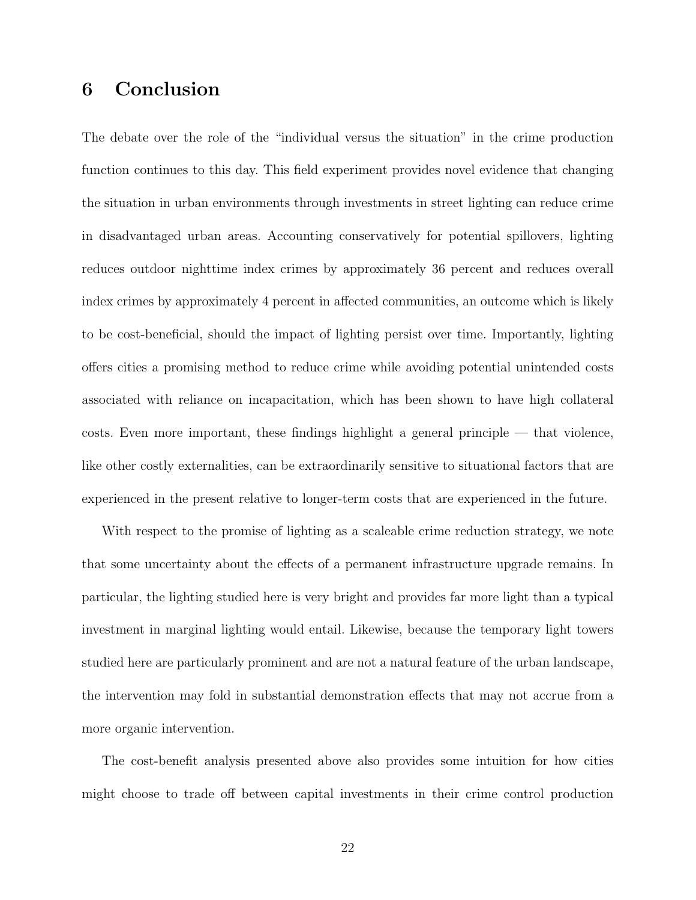## 6 Conclusion

The debate over the role of the "individual versus the situation" in the crime production function continues to this day. This field experiment provides novel evidence that changing the situation in urban environments through investments in street lighting can reduce crime in disadvantaged urban areas. Accounting conservatively for potential spillovers, lighting reduces outdoor nighttime index crimes by approximately 36 percent and reduces overall index crimes by approximately 4 percent in affected communities, an outcome which is likely to be cost-beneficial, should the impact of lighting persist over time. Importantly, lighting offers cities a promising method to reduce crime while avoiding potential unintended costs associated with reliance on incapacitation, which has been shown to have high collateral costs. Even more important, these findings highlight a general principle — that violence, like other costly externalities, can be extraordinarily sensitive to situational factors that are experienced in the present relative to longer-term costs that are experienced in the future.

With respect to the promise of lighting as a scaleable crime reduction strategy, we note that some uncertainty about the effects of a permanent infrastructure upgrade remains. In particular, the lighting studied here is very bright and provides far more light than a typical investment in marginal lighting would entail. Likewise, because the temporary light towers studied here are particularly prominent and are not a natural feature of the urban landscape, the intervention may fold in substantial demonstration effects that may not accrue from a more organic intervention.

The cost-benefit analysis presented above also provides some intuition for how cities might choose to trade off between capital investments in their crime control production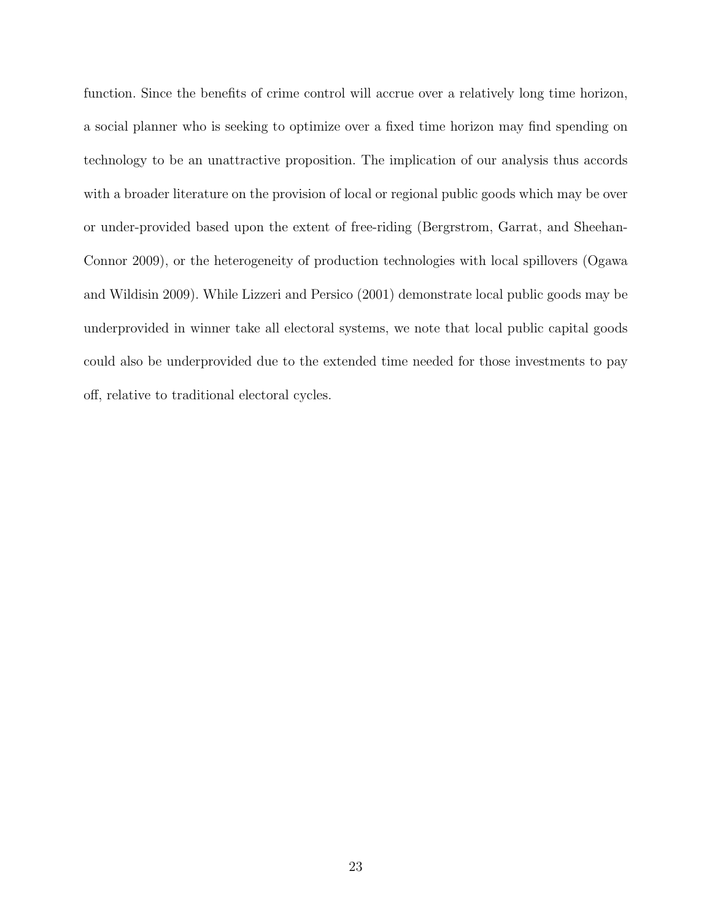function. Since the benefits of crime control will accrue over a relatively long time horizon, a social planner who is seeking to optimize over a fixed time horizon may find spending on technology to be an unattractive proposition. The implication of our analysis thus accords with a broader literature on the provision of local or regional public goods which may be over or under-provided based upon the extent of free-riding (Bergrstrom, Garrat, and Sheehan-Connor 2009), or the heterogeneity of production technologies with local spillovers (Ogawa and Wildisin 2009). While Lizzeri and Persico (2001) demonstrate local public goods may be underprovided in winner take all electoral systems, we note that local public capital goods could also be underprovided due to the extended time needed for those investments to pay off, relative to traditional electoral cycles.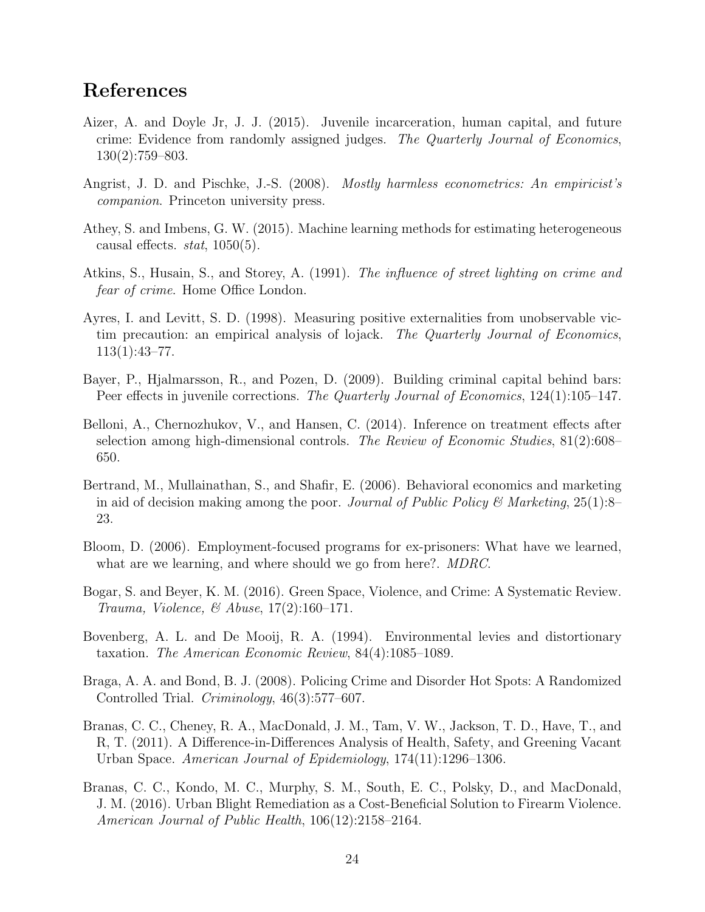## References

Aizer, A. and Doyle Jr, J. J. (2015). Juvenile incarceration, human capital, and future crime: Evidence from randomly assigned judges. *The Quarterly Journal of Economics*, 130(2):759–803.

Angrist, J. D. and Pischke, J.-S. (2008). *Mostly harmless econometrics: An empiricist's companion*. Princeton university press.

Athey, S. and Imbens, G. W. (2015). Machine learning methods for estimating heterogeneous causal effects. *stat*, 1050(5).

Atkins, S., Husain, S., and Storey, A. (1991). *The influence of street lighting on crime and fear of crime*. Home Office London.

Ayres, I. and Levitt, S. D. (1998). Measuring positive externalities from unobservable victim precaution: an empirical analysis of lojack. *The Quarterly Journal of Economics*, 113(1):43–77.

Bayer, P., Hjalmarsson, R., and Pozen, D. (2009). Building criminal capital behind bars: Peer effects in juvenile corrections. *The Quarterly Journal of Economics*, 124(1):105–147.

Belloni, A., Chernozhukov, V., and Hansen, C. (2014). Inference on treatment effects after selection among high-dimensional controls. *The Review of Economic Studies*, 81(2):608–650.

Bertrand, M., Mullainathan, S., and Shafir, E. (2006). Behavioral economics and marketing in aid of decision making among the poor. *Journal of Public Policy & Marketing*, 25(1):8–23.

Bloom, D. (2006). Employment-focused programs for ex-prisoners: What have we learned, what are we learning, and where should we go from here?. *MDRC*.

Bogar, S. and Beyer, K. M. (2016). Green Space, Violence, and Crime: A Systematic Review. *Trauma, Violence, & Abuse*, 17(2):160–171.

Bovenberg, A. L. and De Mooij, R. A. (1994). Environmental levies and distortionary taxation. *The American Economic Review*, 84(4):1085–1089.

Braga, A. A. and Bond, B. J. (2008). Policing Crime and Disorder Hot Spots: A Randomized Controlled Trial. *Criminology*, 46(3):577–607.

Branas, C. C., Cheney, R. A., MacDonald, J. M., Tam, V. W., Jackson, T. D., Have, T., and R, T. (2011). A Difference-in-Differences Analysis of Health, Safety, and Greening Vacant Urban Space. *American Journal of Epidemiology*, 174(11):1296–1306.

Branas, C. C., Kondo, M. C., Murphy, S. M., South, E. C., Polsky, D., and MacDonald, J. M. (2016). Urban Blight Remediation as a Cost-Beneficial Solution to Firearm Violence. *American Journal of Public Health*, 106(12):2158–2164.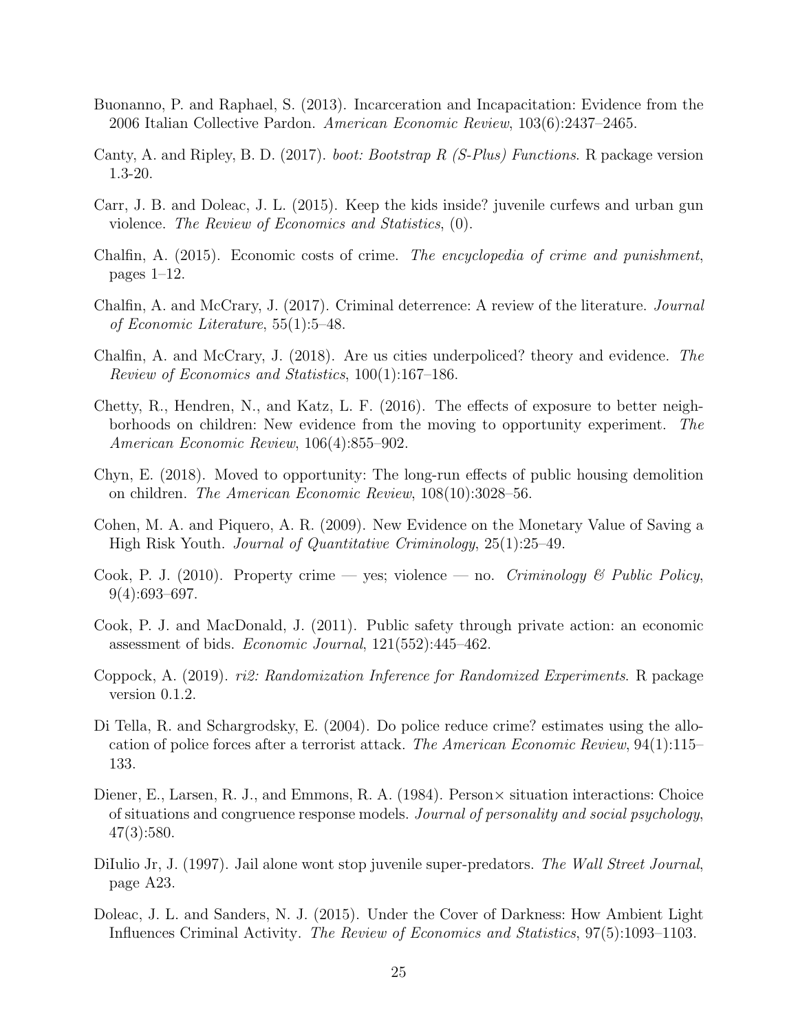Buonanno, P. and Raphael, S. (2013). Incarceration and Incapacitation: Evidence from the 2006 Italian Collective Pardon. *American Economic Review*, 103(6):2437–2465.

Canty, A. and Ripley, B. D. (2017). *boot: Bootstrap R (S-Plus) Functions*. R package version 1.3-20.

Carr, J. B. and Doleac, J. L. (2015). Keep the kids inside? juvenile curfews and urban gun violence. *The Review of Economics and Statistics*, (0).

Chalfin, A. (2015). Economic costs of crime. *The encyclopedia of crime and punishment*, pages 1–12.

Chalfin, A. and McCrary, J. (2017). Criminal deterrence: A review of the literature. *Journal of Economic Literature*, 55(1):5–48.

Chalfin, A. and McCrary, J. (2018). Are us cities underpoliced? theory and evidence. *The Review of Economics and Statistics*, 100(1):167–186.

Chetty, R., Hendren, N., and Katz, L. F. (2016). The effects of exposure to better neighborhoods on children: New evidence from the moving to opportunity experiment. *The American Economic Review*, 106(4):855–902.

Chyn, E. (2018). Moved to opportunity: The long-run effects of public housing demolition on children. *The American Economic Review*, 108(10):3028–56.

Cohen, M. A. and Piquero, A. R. (2009). New Evidence on the Monetary Value of Saving a High Risk Youth. *Journal of Quantitative Criminology*, 25(1):25–49.

Cook, P. J. (2010). Property crime — yes; violence — no. *Criminology & Public Policy*, 9(4):693–697.

Cook, P. J. and MacDonald, J. (2011). Public safety through private action: an economic assessment of bids. *Economic Journal*, 121(552):445–462.

Coppock, A. (2019). *ri2: Randomization Inference for Randomized Experiments*. R package version 0.1.2.

Di Tella, R. and Schargrodsky, E. (2004). Do police reduce crime? estimates using the allocation of police forces after a terrorist attack. *The American Economic Review*, 94(1):115–133.

Diener, E., Larsen, R. J., and Emmons, R. A. (1984). Person× situation interactions: Choice of situations and congruence response models. *Journal of personality and social psychology*, 47(3):580.

DiIulio Jr, J. (1997). Jail alone wont stop juvenile super-predators. *The Wall Street Journal*, page A23.

Doleac, J. L. and Sanders, N. J. (2015). Under the Cover of Darkness: How Ambient Light Influences Criminal Activity. *The Review of Economics and Statistics*, 97(5):1093–1103.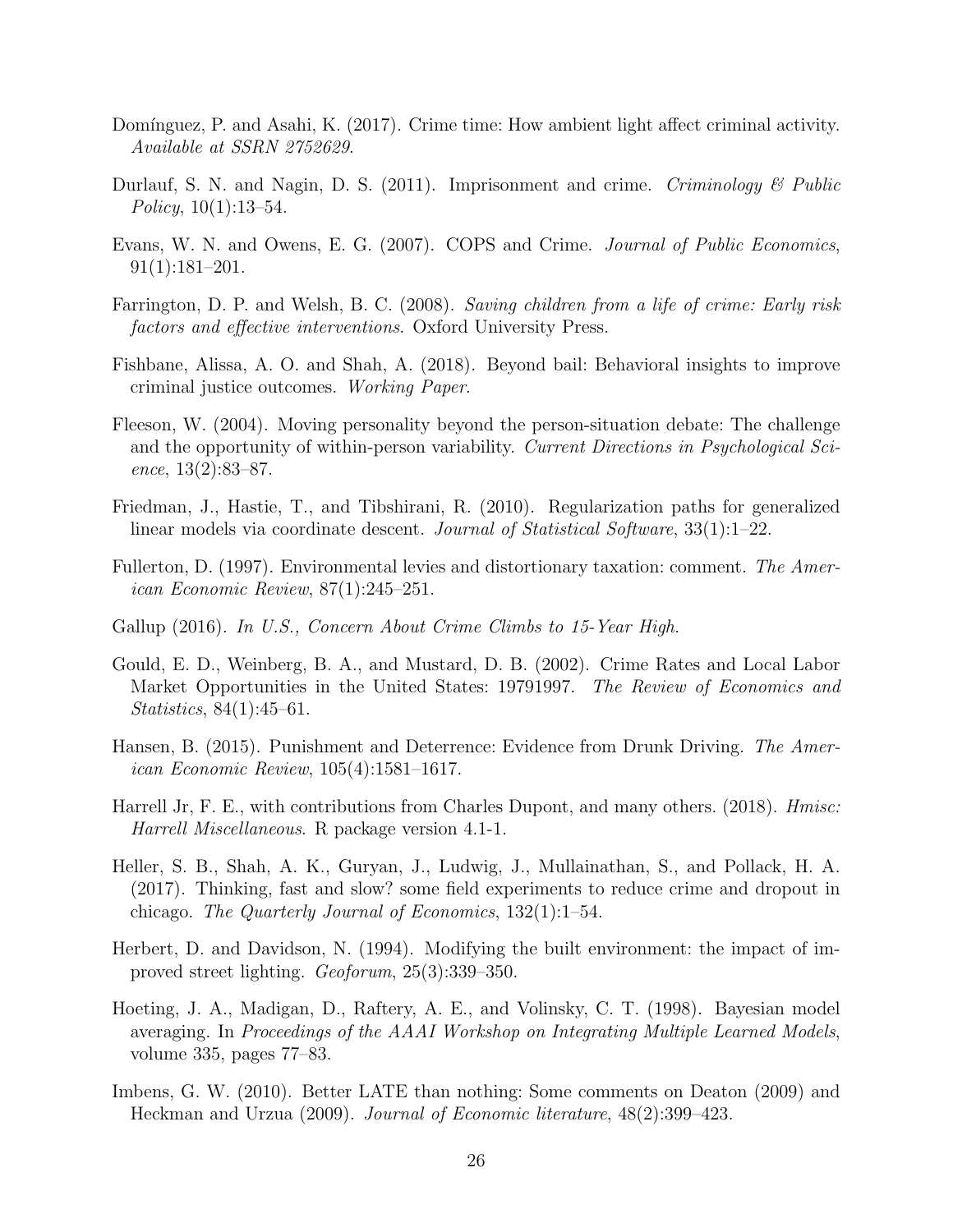Domínguez, P. and Asahi, K. (2017). Crime time: How ambient light affect criminal activity. *Available at SSRN 2752629*.

Durlauf, S. N. and Nagin, D. S. (2011). Imprisonment and crime. *Criminology & Public Policy*, 10(1):13–54.

Evans, W. N. and Owens, E. G. (2007). COPS and Crime. *Journal of Public Economics*, 91(1):181–201.

Farrington, D. P. and Welsh, B. C. (2008). *Saving children from a life of crime: Early risk factors and effective interventions*. Oxford University Press.

Fishbane, Alissa, A. O. and Shah, A. (2018). Beyond bail: Behavioral insights to improve criminal justice outcomes. *Working Paper*.

Fleeson, W. (2004). Moving personality beyond the person-situation debate: The challenge and the opportunity of within-person variability. *Current Directions in Psychological Science*, 13(2):83–87.

Friedman, J., Hastie, T., and Tibshirani, R. (2010). Regularization paths for generalized linear models via coordinate descent. *Journal of Statistical Software*, 33(1):1–22.

Fullerton, D. (1997). Environmental levies and distortionary taxation: comment. *The American Economic Review*, 87(1):245–251.

Gallup (2016). *In U.S., Concern About Crime Climbs to 15-Year High*.

Gould, E. D., Weinberg, B. A., and Mustard, D. B. (2002). Crime Rates and Local Labor Market Opportunities in the United States: 19791997. *The Review of Economics and Statistics*, 84(1):45–61.

Hansen, B. (2015). Punishment and Deterrence: Evidence from Drunk Driving. *The American Economic Review*, 105(4):1581–1617.

Harrell Jr, F. E., with contributions from Charles Dupont, and many others. (2018). *Hmisc: Harrell Miscellaneous*. R package version 4.1-1.

Heller, S. B., Shah, A. K., Guryan, J., Ludwig, J., Mullainathan, S., and Pollack, H. A. (2017). Thinking, fast and slow? some field experiments to reduce crime and dropout in chicago. *The Quarterly Journal of Economics*, 132(1):1–54.

Herbert, D. and Davidson, N. (1994). Modifying the built environment: the impact of improved street lighting. *Geoforum*, 25(3):339–350.

Hoeting, J. A., Madigan, D., Raftery, A. E., and Volinsky, C. T. (1998). Bayesian model averaging. In *Proceedings of the AAAI Workshop on Integrating Multiple Learned Models*, volume 335, pages 77–83.

Imbens, G. W. (2010). Better LATE than nothing: Some comments on Deaton (2009) and Heckman and Urzua (2009). *Journal of Economic literature*, 48(2):399–423.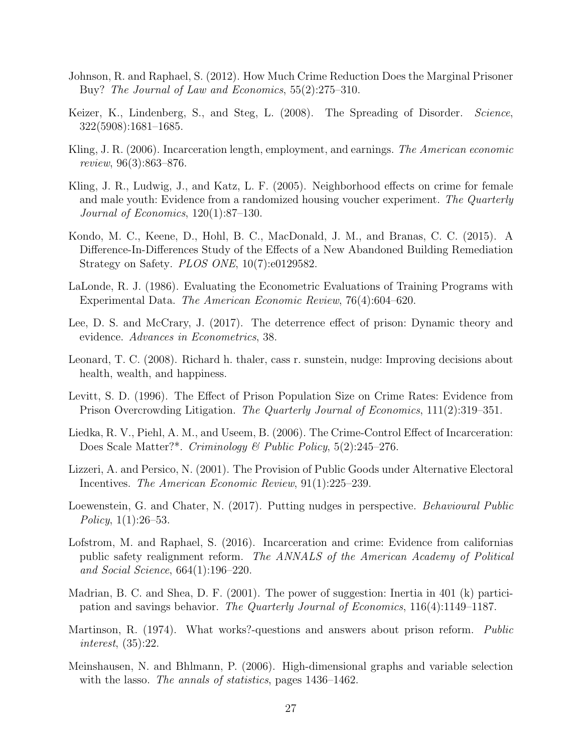Johnson, R. and Raphael, S. (2012). How Much Crime Reduction Does the Marginal Prisoner Buy? *The Journal of Law and Economics*, 55(2):275–310.

Keizer, K., Lindenberg, S., and Steg, L. (2008). The Spreading of Disorder. *Science*, 322(5908):1681–1685.

Kling, J. R. (2006). Incarceration length, employment, and earnings. *The American economic review*, 96(3):863–876.

Kling, J. R., Ludwig, J., and Katz, L. F. (2005). Neighborhood effects on crime for female and male youth: Evidence from a randomized housing voucher experiment. *The Quarterly Journal of Economics*, 120(1):87–130.

Kondo, M. C., Keene, D., Hohl, B. C., MacDonald, J. M., and Branas, C. C. (2015). A Difference-In-Differences Study of the Effects of a New Abandoned Building Remediation Strategy on Safety. *PLOS ONE*, 10(7):e0129582.

LaLonde, R. J. (1986). Evaluating the Econometric Evaluations of Training Programs with Experimental Data. *The American Economic Review*, 76(4):604–620.

Lee, D. S. and McCrary, J. (2017). The deterrence effect of prison: Dynamic theory and evidence. *Advances in Econometrics*, 38.

Leonard, T. C. (2008). Richard h. thaler, cass r. sunstein, nudge: Improving decisions about health, wealth, and happiness.

Levitt, S. D. (1996). The Effect of Prison Population Size on Crime Rates: Evidence from Prison Overcrowding Litigation. *The Quarterly Journal of Economics*, 111(2):319–351.

Liedka, R. V., Piehl, A. M., and Useem, B. (2006). The Crime-Control Effect of Incarceration: Does Scale Matter?\*. *Criminology & Public Policy*, 5(2):245–276.

Lizzeri, A. and Persico, N. (2001). The Provision of Public Goods under Alternative Electoral Incentives. *The American Economic Review*, 91(1):225–239.

Loewenstein, G. and Chater, N. (2017). Putting nudges in perspective. *Behavioural Public Policy*, 1(1):26–53.

Lofstrom, M. and Raphael, S. (2016). Incarceration and crime: Evidence from californias public safety realignment reform. *The ANNALS of the American Academy of Political and Social Science*, 664(1):196–220.

Madrian, B. C. and Shea, D. F. (2001). The power of suggestion: Inertia in 401 (k) participation and savings behavior. *The Quarterly Journal of Economics*, 116(4):1149–1187.

Martinson, R. (1974). What works?-questions and answers about prison reform. *Public interest*, (35):22.

Meinshausen, N. and Bhlmann, P. (2006). High-dimensional graphs and variable selection with the lasso. *The annals of statistics*, pages 1436–1462.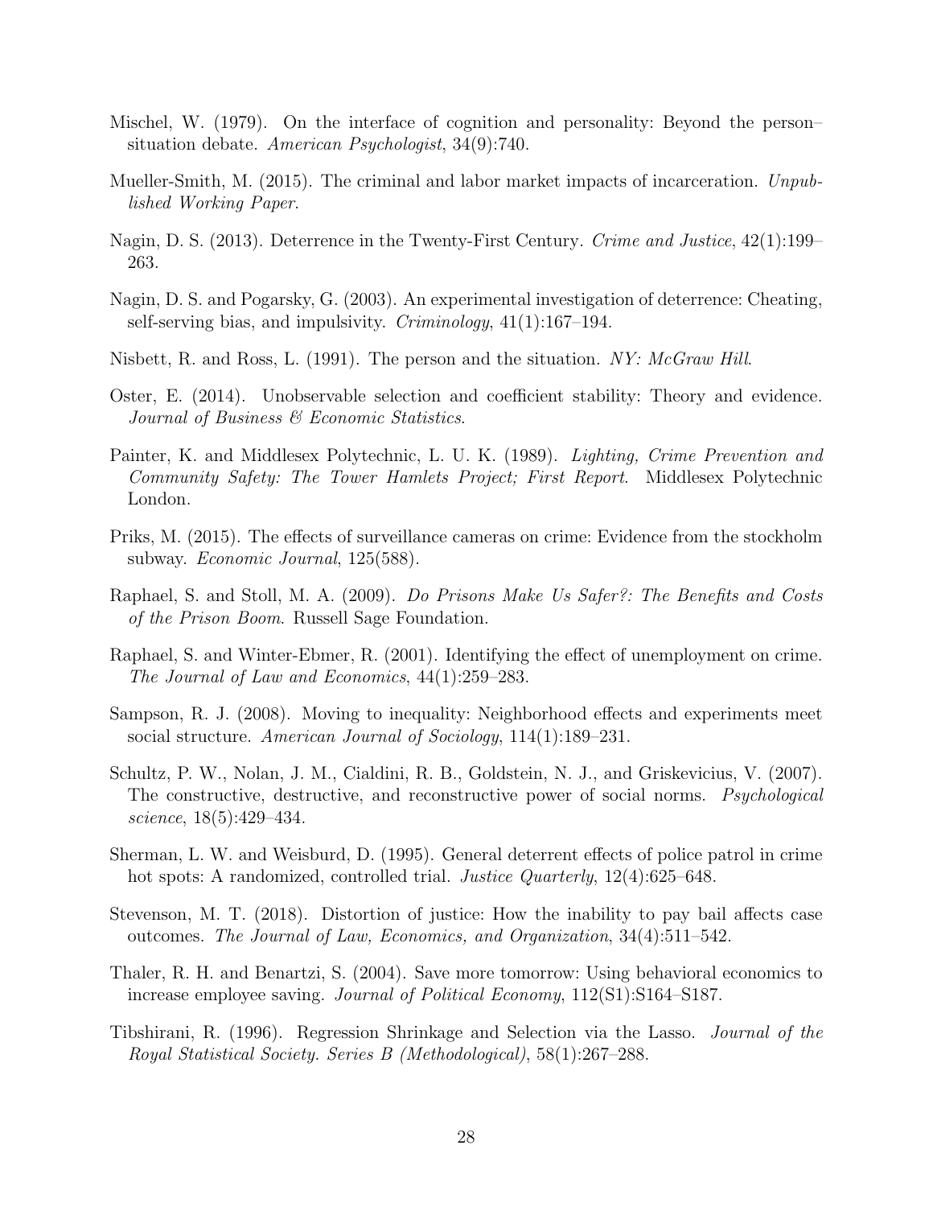Mischel, W. (1979). On the interface of cognition and personality: Beyond the person–situation debate. *American Psychologist*, 34(9):740.

Mueller-Smith, M. (2015). The criminal and labor market impacts of incarceration. *Unpublished Working Paper*.

Nagin, D. S. (2013). Deterrence in the Twenty-First Century. *Crime and Justice*, 42(1):199–263.

Nagin, D. S. and Pogarsky, G. (2003). An experimental investigation of deterrence: Cheating, self-serving bias, and impulsivity. *Criminology*, 41(1):167–194.

Nisbett, R. and Ross, L. (1991). The person and the situation. *NY: McGraw Hill*.

Oster, E. (2014). Unobservable selection and coefficient stability: Theory and evidence. *Journal of Business & Economic Statistics*.

Painter, K. and Middlesex Polytechnic, L. U. K. (1989). *Lighting, Crime Prevention and Community Safety: The Tower Hamlets Project; First Report*. Middlesex Polytechnic London.

Priks, M. (2015). The effects of surveillance cameras on crime: Evidence from the stockholm subway. *Economic Journal*, 125(588).

Raphael, S. and Stoll, M. A. (2009). *Do Prisons Make Us Safer?: The Benefits and Costs of the Prison Boom*. Russell Sage Foundation.

Raphael, S. and Winter-Ebmer, R. (2001). Identifying the effect of unemployment on crime. *The Journal of Law and Economics*, 44(1):259–283.

Sampson, R. J. (2008). Moving to inequality: Neighborhood effects and experiments meet social structure. *American Journal of Sociology*, 114(1):189–231.

Schultz, P. W., Nolan, J. M., Cialdini, R. B., Goldstein, N. J., and Griskevicius, V. (2007). The constructive, destructive, and reconstructive power of social norms. *Psychological science*, 18(5):429–434.

Sherman, L. W. and Weisburd, D. (1995). General deterrent effects of police patrol in crime hot spots: A randomized, controlled trial. *Justice Quarterly*, 12(4):625–648.

Stevenson, M. T. (2018). Distortion of justice: How the inability to pay bail affects case outcomes. *The Journal of Law, Economics, and Organization*, 34(4):511–542.

Thaler, R. H. and Benartzi, S. (2004). Save more tomorrow: Using behavioral economics to increase employee saving. *Journal of Political Economy*, 112(S1):S164–S187.

Tibshirani, R. (1996). Regression Shrinkage and Selection via the Lasso. *Journal of the Royal Statistical Society. Series B (Methodological)*, 58(1):267–288.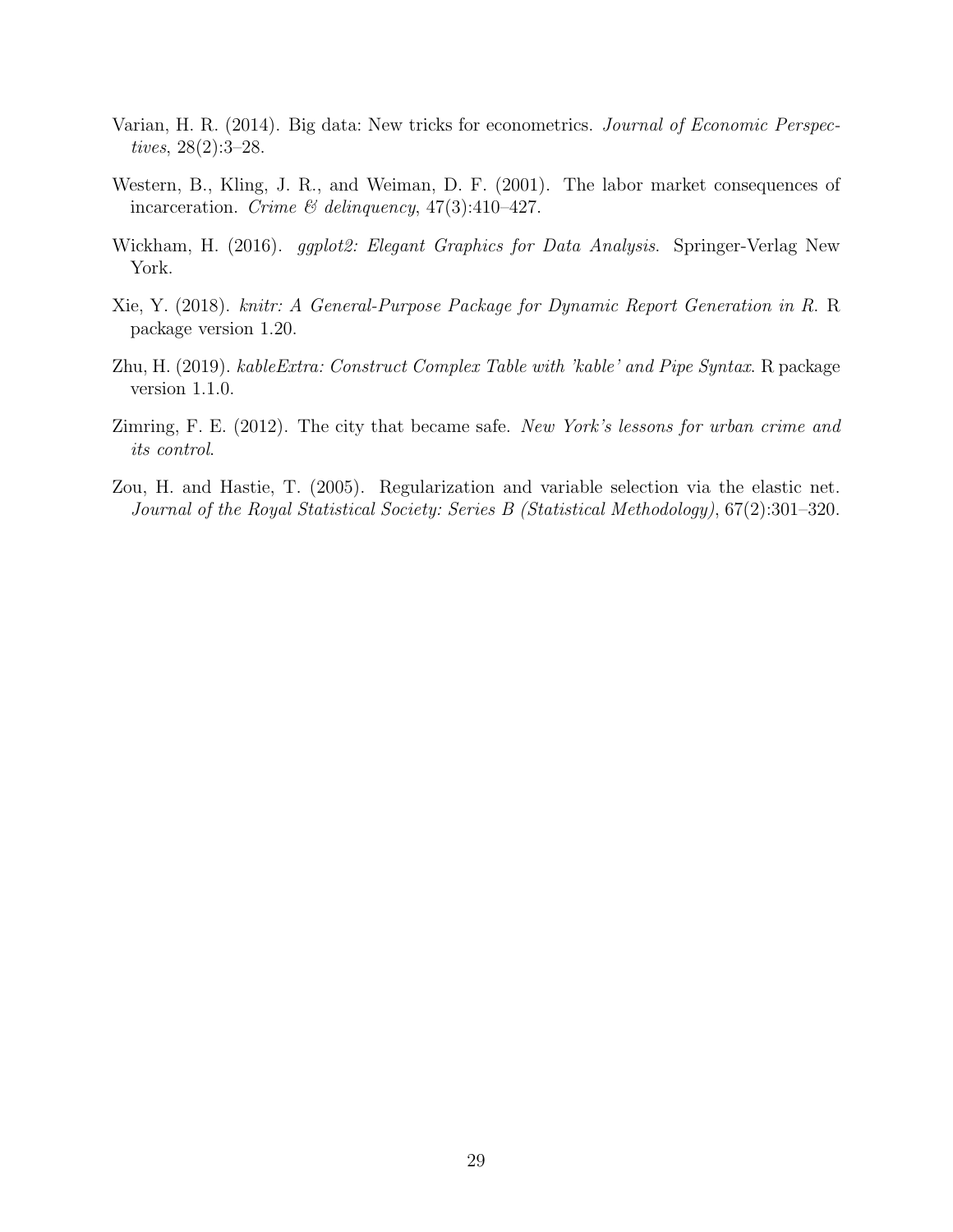Varian, H. R. (2014). Big data: New tricks for econometrics. *Journal of Economic Perspectives*, 28(2):3–28.

Western, B., Kling, J. R., and Weiman, D. F. (2001). The labor market consequences of incarceration. *Crime & delinquency*, 47(3):410–427.

Wickham, H. (2016). *ggplot2: Elegant Graphics for Data Analysis*. Springer-Verlag New York.

Xie, Y. (2018). *knitr: A General-Purpose Package for Dynamic Report Generation in R*. R package version 1.20.

Zhu, H. (2019). *kableExtra: Construct Complex Table with 'kable' and Pipe Syntax*. R package version 1.1.0.

Zimring, F. E. (2012). The city that became safe. *New York's lessons for urban crime and its control*.

Zou, H. and Hastie, T. (2005). Regularization and variable selection via the elastic net. *Journal of the Royal Statistical Society: Series B (Statistical Methodology)*, 67(2):301–320.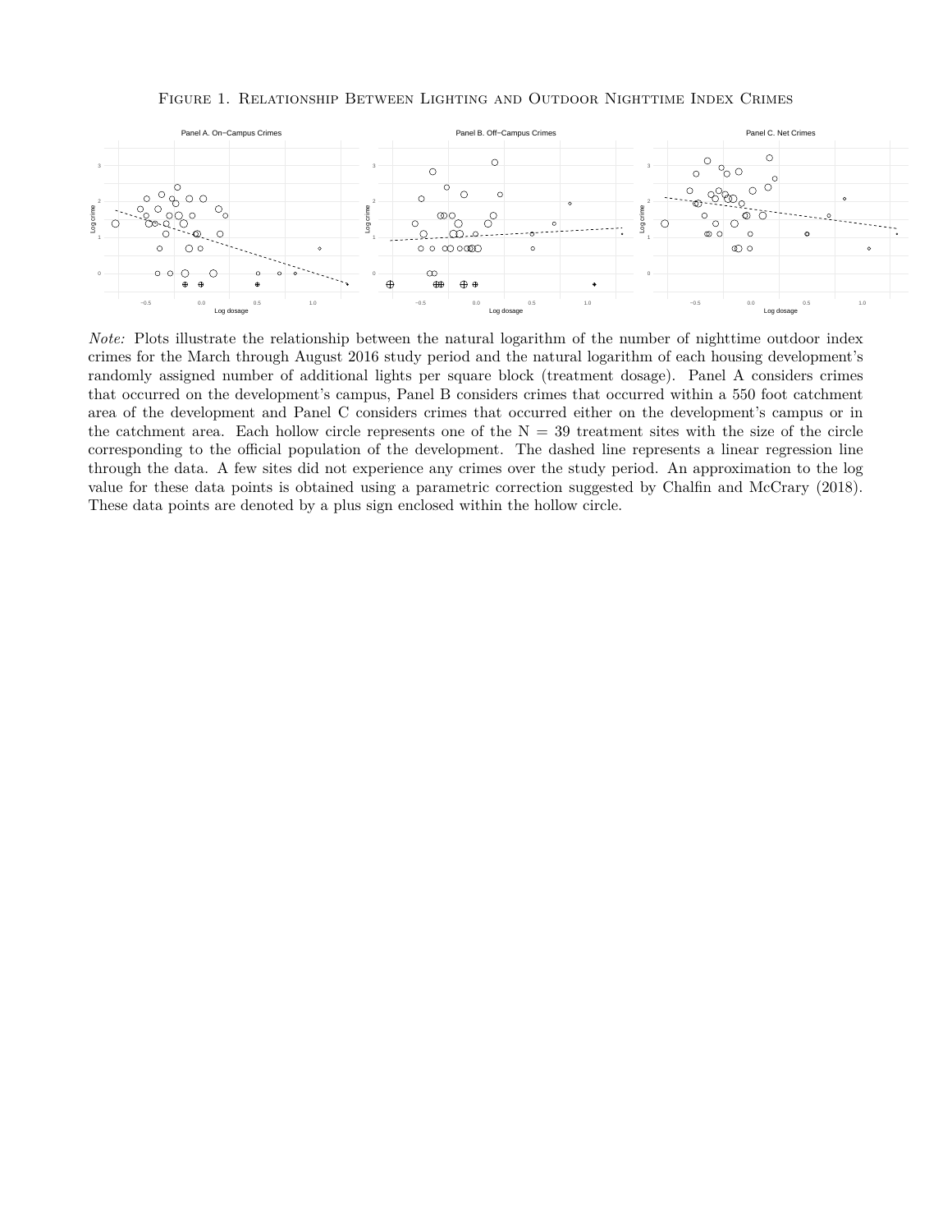Figure 1. Relationship Between Lighting and Outdoor Nighttime Index Crimes

*Note:* Plots illustrate the relationship between the natural logarithm of the number of nighttime outdoor index crimes for the March through August 2016 study period and the natural logarithm of each housing development's randomly assigned number of additional lights per square block (treatment dosage). Panel A considers crimes that occurred on the development's campus, Panel B considers crimes that occurred within a 550 foot catchment area of the development and Panel C considers crimes that occurred either on the development's campus or in the catchment area. Each hollow circle represents one of the N = 39 treatment sites with the size of the circle corresponding to the official population of the development. The dashed line represents a linear regression line through the data. A few sites did not experience any crimes over the study period. An approximation to the log value for these data points is obtained using a parametric correction suggested by Chalfin and McCrary (2018). These data points are denoted by a plus sign enclosed within the hollow circle.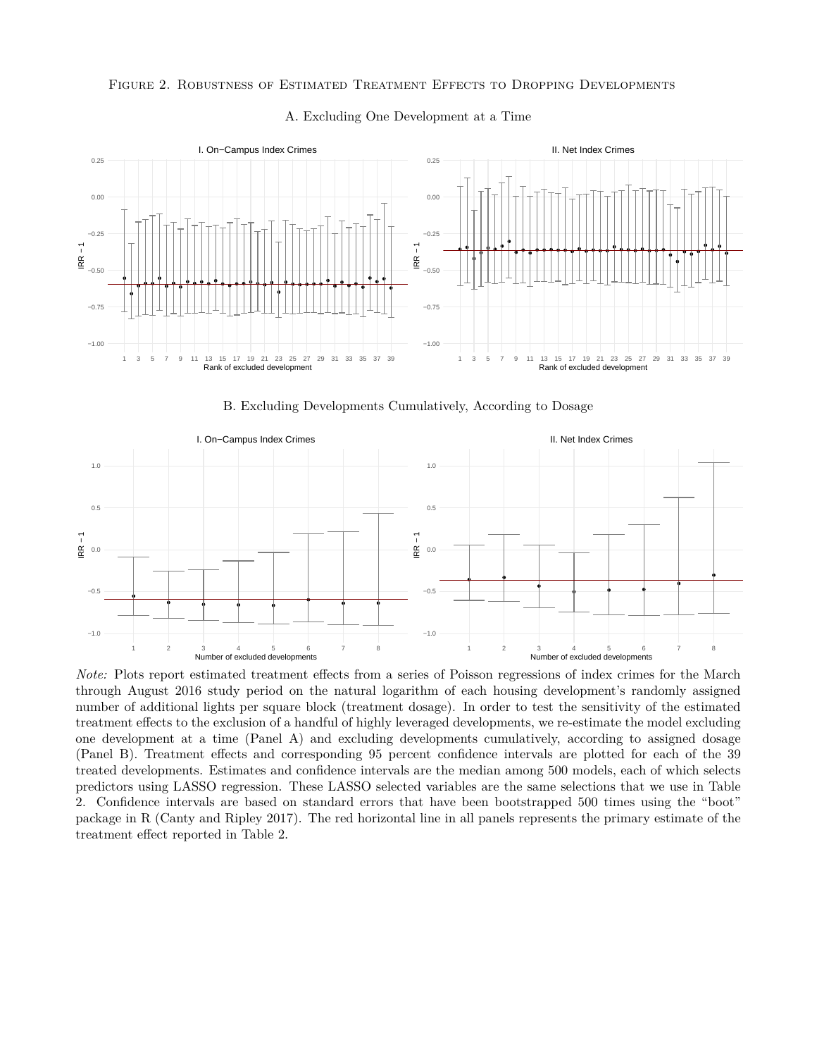Figure 2. Robustness of Estimated Treatment Effects to Dropping Developments

A. Excluding One Development at a Time

B. Excluding Developments Cumulatively, According to Dosage

*Note:* Plots report estimated treatment effects from a series of Poisson regressions of index crimes for the March through August 2016 study period on the natural logarithm of each housing development's randomly assigned number of additional lights per square block (treatment dosage). In order to test the sensitivity of the estimated treatment effects to the exclusion of a handful of highly leveraged developments, we re-estimate the model excluding one development at a time (Panel A) and excluding developments cumulatively, according to assigned dosage (Panel B). Treatment effects and corresponding 95 percent confidence intervals are plotted for each of the 39 treated developments. Estimates and confidence intervals are the median among 500 models, each of which selects predictors using LASSO regression. These LASSO selected variables are the same selections that we use in Table 2. Confidence intervals are based on standard errors that have been bootstrapped 500 times using the "boot" package in R (Canty and Ripley 2017). The red horizontal line in all panels represents the primary estimate of the treatment effect reported in Table 2.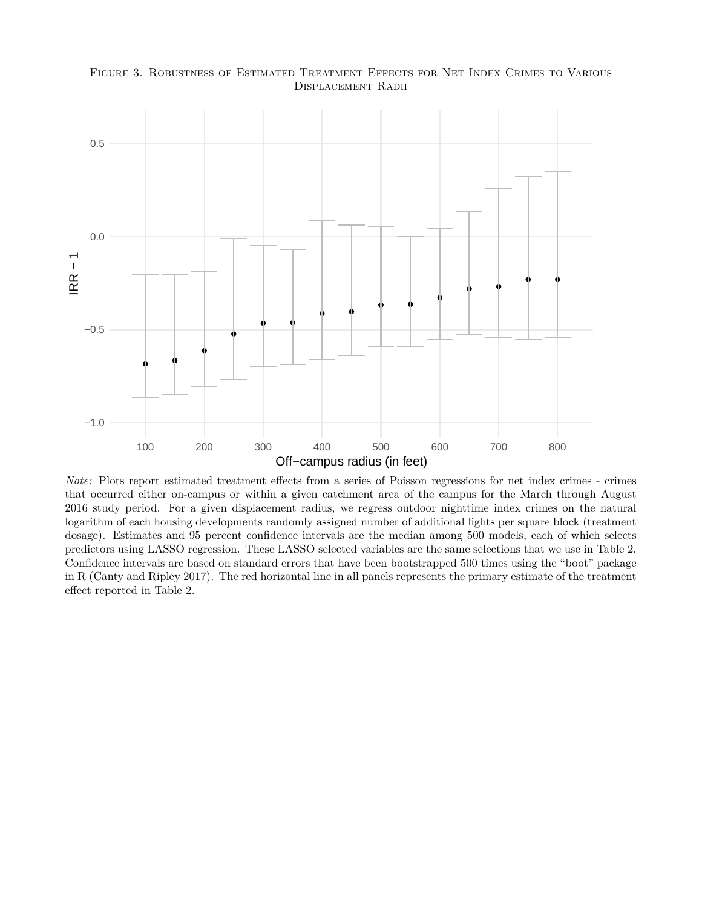Figure 3. Robustness of Estimated Treatment Effects for Net Index Crimes to Various Displacement Radii

*Note:* Plots report estimated treatment effects from a series of Poisson regressions for net index crimes - crimes that occurred either on-campus or within a given catchment area of the campus for the March through August 2016 study period. For a given displacement radius, we regress outdoor nighttime index crimes on the natural logarithm of each housing developments randomly assigned number of additional lights per square block (treatment dosage). Estimates and 95 percent confidence intervals are the median among 500 models, each of which selects predictors using LASSO regression. These LASSO selected variables are the same selections that we use in Table 2. Confidence intervals are based on standard errors that have been bootstrapped 500 times using the "boot" package in R (Canty and Ripley 2017). The red horizontal line in all panels represents the primary estimate of the treatment effect reported in Table 2.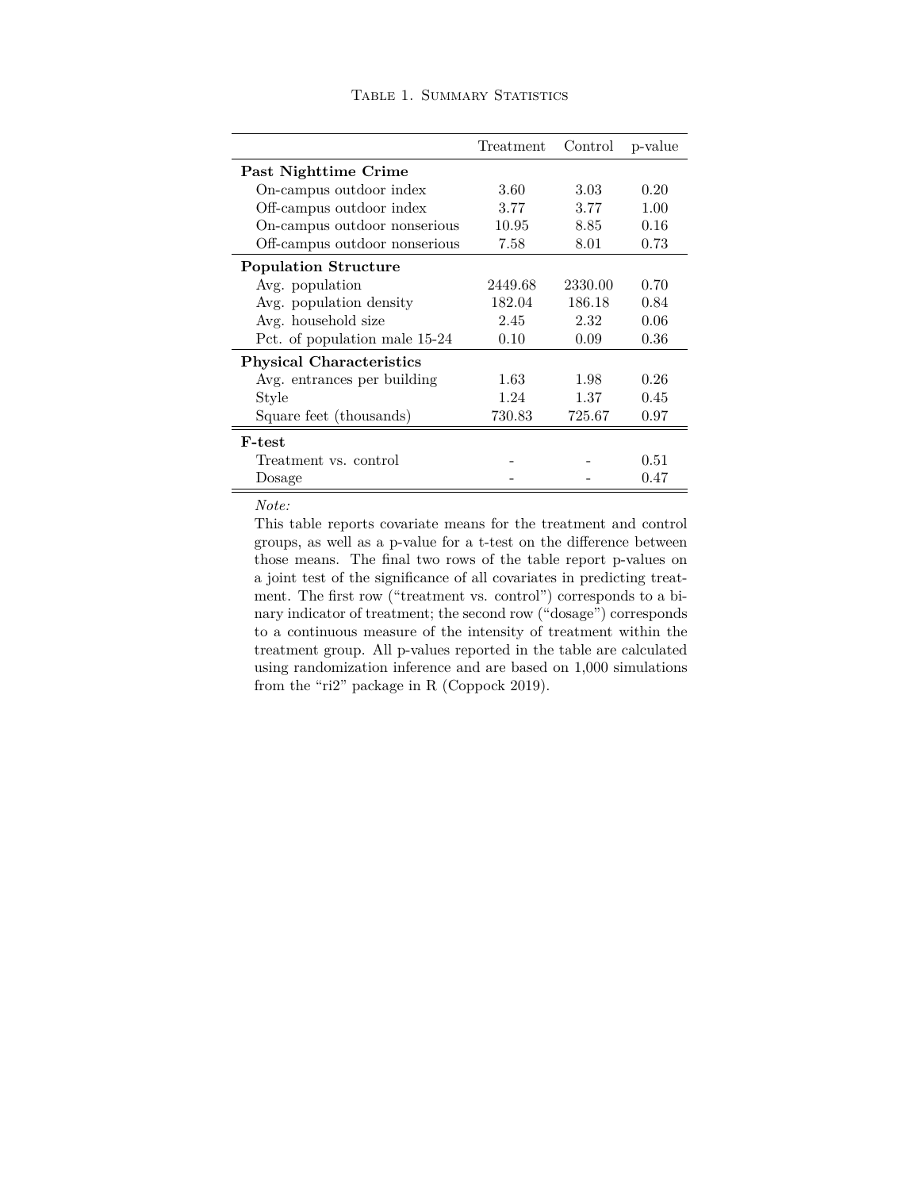Table 1. Summary Statistics

| | Treatment | Control | p-value |
|---|---|---|---|
| **Past Nighttime Crime** | | | |
| On-campus outdoor index | 3.60 | 3.03 | 0.20 |
| Off-campus outdoor index | 3.77 | 3.77 | 1.00 |
| On-campus outdoor nonserious | 10.95 | 8.85 | 0.16 |
| Off-campus outdoor nonserious | 7.58 | 8.01 | 0.73 |
| **Population Structure** | | | |
| Avg. population | 2449.68 | 2330.00 | 0.70 |
| Avg. population density | 182.04 | 186.18 | 0.84 |
| Avg. household size | 2.45 | 2.32 | 0.06 |
| Pct. of population male 15-24 | 0.10 | 0.09 | 0.36 |
| **Physical Characteristics** | | | |
| Avg. entrances per building | 1.63 | 1.98 | 0.26 |
| Style | 1.24 | 1.37 | 0.45 |
| Square feet (thousands) | 730.83 | 725.67 | 0.97 |
| **F-test** | | | |
| Treatment vs. control | - | - | 0.51 |
| Dosage | - | - | 0.47 |

*Note:*

This table reports covariate means for the treatment and control groups, as well as a p-value for a t-test on the difference between those means. The final two rows of the table report p-values on a joint test of the significance of all covariates in predicting treatment. The first row ("treatment vs. control") corresponds to a binary indicator of treatment; the second row ("dosage") corresponds to a continuous measure of the intensity of treatment within the treatment group. All p-values reported in the table are calculated using randomization inference and are based on 1,000 simulations from the "ri2" package in R (Coppock 2019).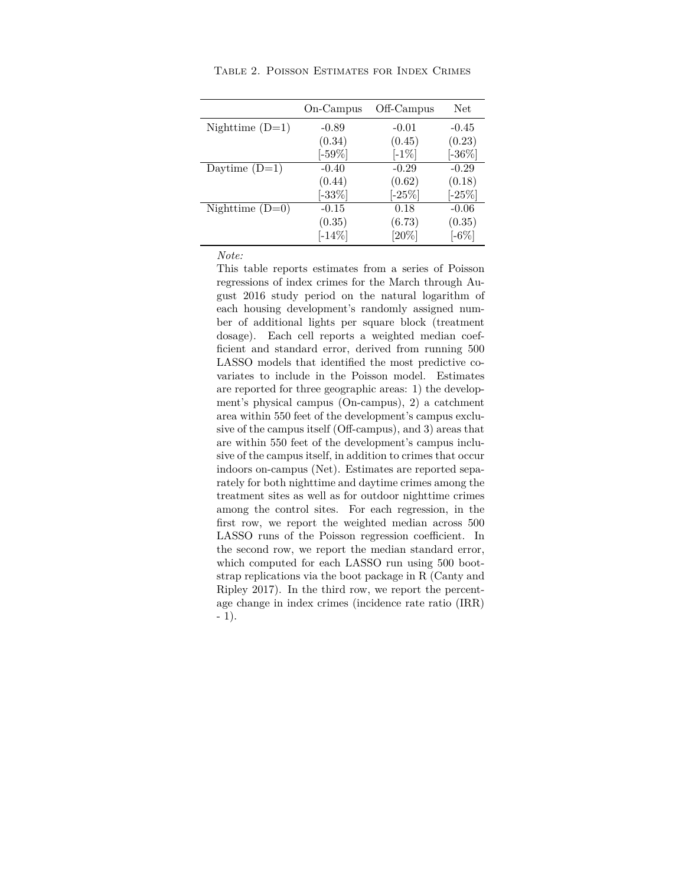Table 2. Poisson Estimates for Index Crimes

| | On-Campus | Off-Campus | Net |
|---|---|---|---|
| Nighttime (D=1) | -0.89 | -0.01 | -0.45 |
| | (0.34) | (0.45) | (0.23) |
| | [-59%] | [-1%] | [-36%] |
| Daytime (D=1) | -0.40 | -0.29 | -0.29 |
| | (0.44) | (0.62) | (0.18) |
| | [-33%] | [-25%] | [-25%] |
| Nighttime (D=0) | -0.15 | 0.18 | -0.06 |
| | (0.35) | (6.73) | (0.35) |
| | [-14%] | [20%] | [-6%] |

*Note:*

This table reports estimates from a series of Poisson regressions of index crimes for the March through August 2016 study period on the natural logarithm of each housing development's randomly assigned number of additional lights per square block (treatment dosage). Each cell reports a weighted median coefficient and standard error, derived from running 500 LASSO models that identified the most predictive covariates to include in the Poisson model. Estimates are reported for three geographic areas: 1) the development's physical campus (On-campus), 2) a catchment area within 550 feet of the development's campus exclusive of the campus itself (Off-campus), and 3) areas that are within 550 feet of the development's campus inclusive of the campus itself, in addition to crimes that occur indoors on-campus (Net). Estimates are reported separately for both nighttime and daytime crimes among the treatment sites as well as for outdoor nighttime crimes among the control sites. For each regression, in the first row, we report the weighted median across 500 LASSO runs of the Poisson regression coefficient. In the second row, we report the median standard error, which computed for each LASSO run using 500 bootstrap replications via the boot package in R (Canty and Ripley 2017). In the third row, we report the percentage change in index crimes (incidence rate ratio (IRR) - 1).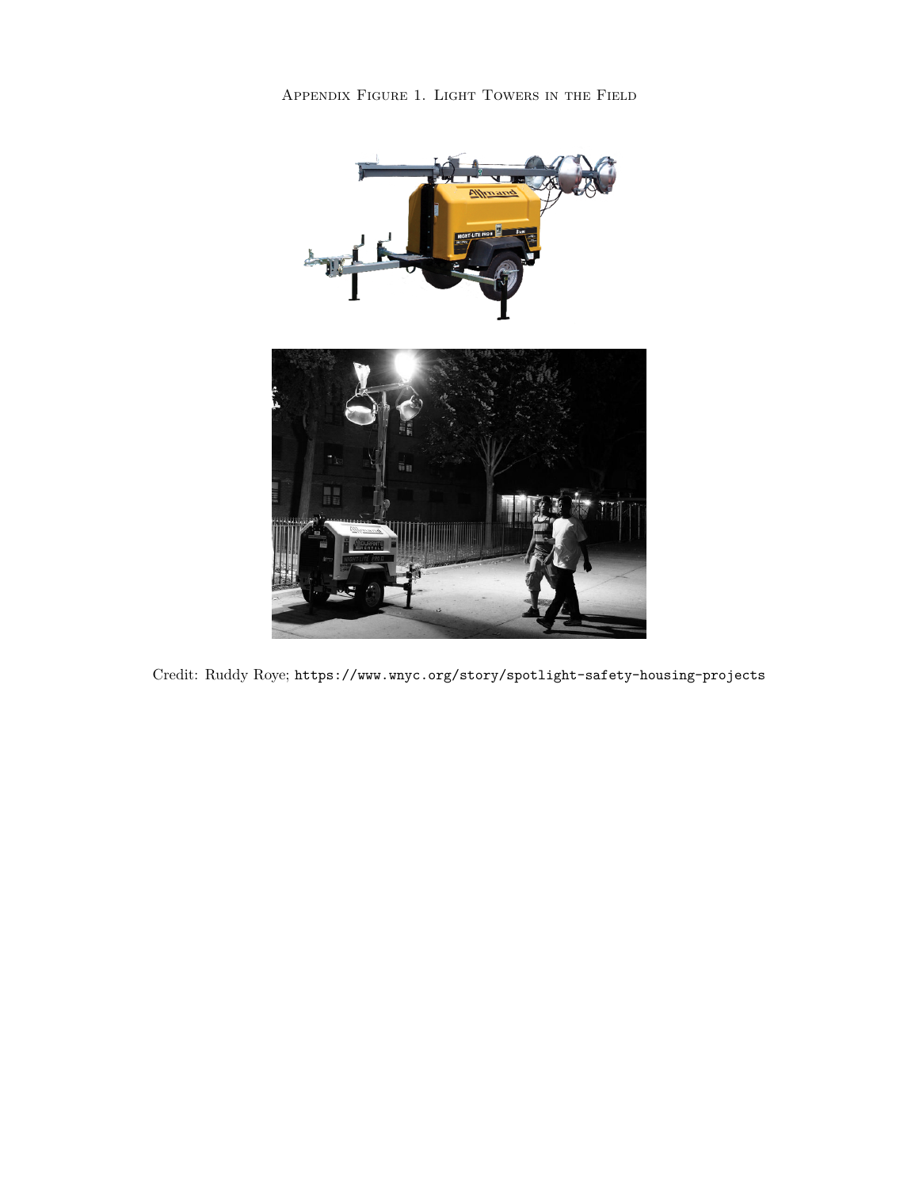Appendix Figure 1. Light Towers in the Field

Credit: Ruddy Roye; https://www.wnyc.org/story/spotlight-safety-housing-projects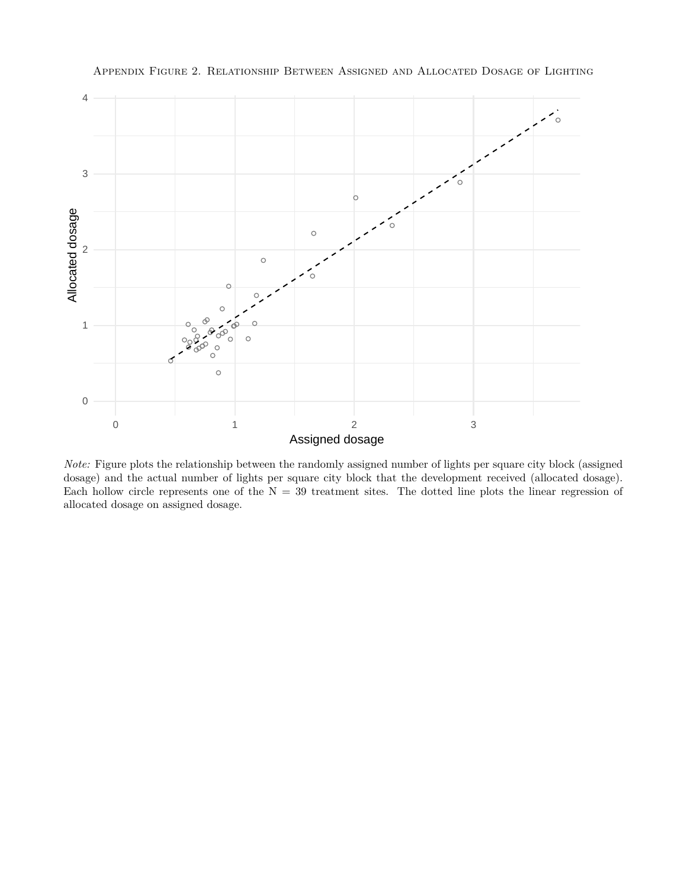Appendix Figure 2. Relationship Between Assigned and Allocated Dosage of Lighting

*Note:* Figure plots the relationship between the randomly assigned number of lights per square city block (assigned dosage) and the actual number of lights per square city block that the development received (allocated dosage). Each hollow circle represents one of the N = 39 treatment sites. The dotted line plots the linear regression of allocated dosage on assigned dosage.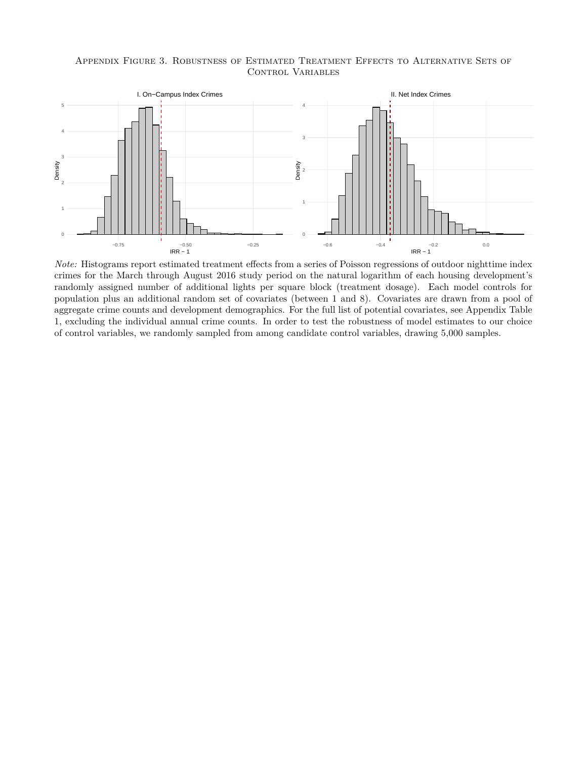Appendix Figure 3. Robustness of Estimated Treatment Effects to Alternative Sets of Control Variables

I. On−Campus Index Crimes

II. Net Index Crimes

*Note:* Histograms report estimated treatment effects from a series of Poisson regressions of outdoor nighttime index crimes for the March through August 2016 study period on the natural logarithm of each housing development's randomly assigned number of additional lights per square block (treatment dosage). Each model controls for population plus an additional random set of covariates (between 1 and 8). Covariates are drawn from a pool of aggregate crime counts and development demographics. For the full list of potential covariates, see Appendix Table 1, excluding the individual annual crime counts. In order to test the robustness of model estimates to our choice of control variables, we randomly sampled from among candidate control variables, drawing 5,000 samples.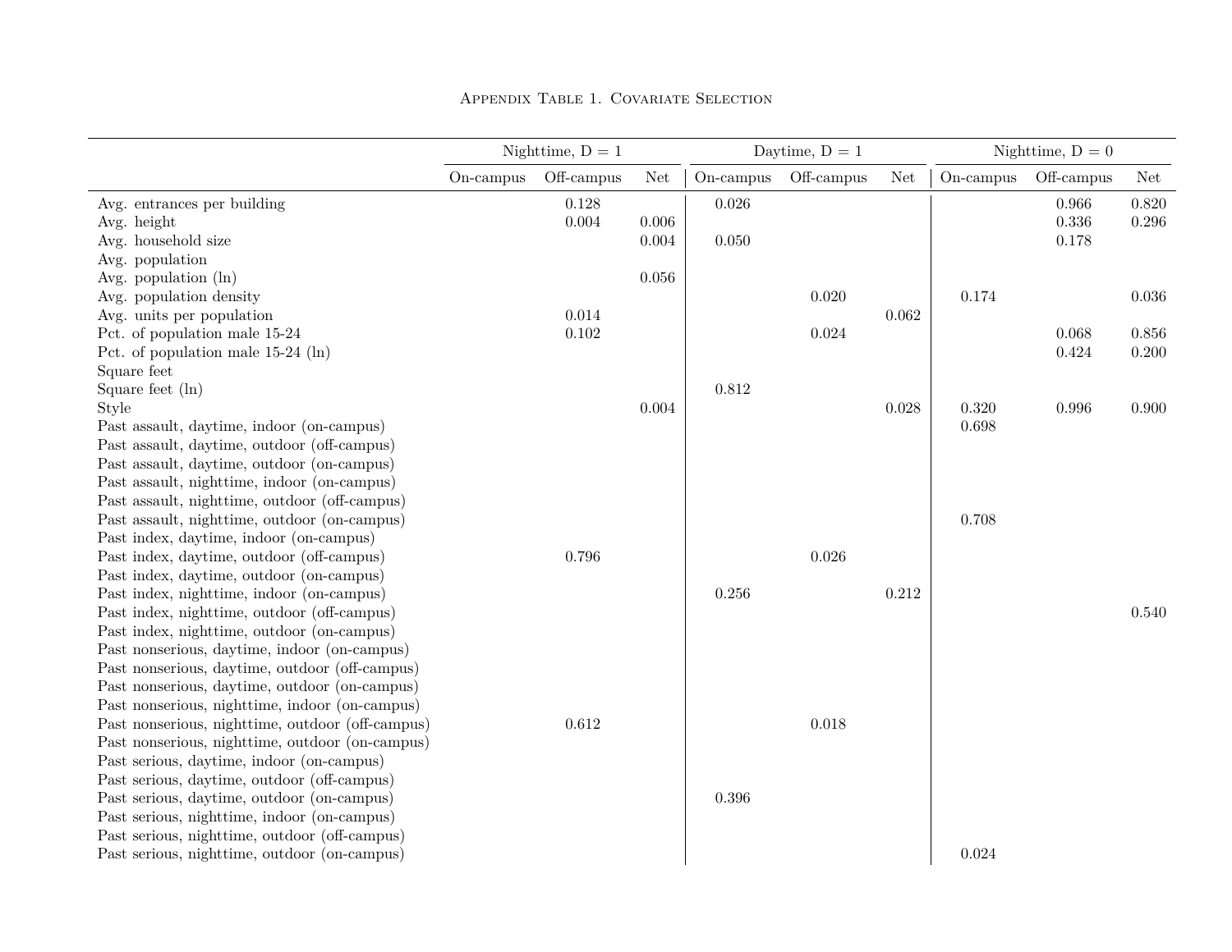# Appendix Table 1. Covariate Selection

| | Nighttime, D = 1 | | | Daytime, D = 1 | | | Nighttime, D = 0 | | |
|---|---|---|---|---|---|---|---|---|---|
| | On-campus | Off-campus | Net | On-campus | Off-campus | Net | On-campus | Off-campus | Net |
| Avg. entrances per building | | 0.128 | | 0.026 | | | | 0.966 | 0.820 |
| Avg. height | | 0.004 | 0.006 | | | | | 0.336 | 0.296 |
| Avg. household size | | | 0.004 | 0.050 | | | | 0.178 | |
| Avg. population | | | | | | | | | |
| Avg. population (ln) | | | 0.056 | | | | | | |
| Avg. population density | | | | | 0.020 | | 0.174 | | 0.036 |
| Avg. units per population | | 0.014 | | | | 0.062 | | | |
| Pct. of population male 15-24 | | 0.102 | | | 0.024 | | | 0.068 | 0.856 |
| Pct. of population male 15-24 (ln) | | | | | | | | 0.424 | 0.200 |
| Square feet | | | | | | | | | |
| Square feet (ln) | | | | 0.812 | | | | | |
| Style | | | 0.004 | | | 0.028 | 0.320 | 0.996 | 0.900 |
| Past assault, daytime, indoor (on-campus) | | | | | | | 0.698 | | |
| Past assault, daytime, outdoor (off-campus) | | | | | | | | | |
| Past assault, daytime, outdoor (on-campus) | | | | | | | | | |
| Past assault, nighttime, indoor (on-campus) | | | | | | | | | |
| Past assault, nighttime, outdoor (off-campus) | | | | | | | | | |
| Past assault, nighttime, outdoor (on-campus) | | | | | | | 0.708 | | |
| Past index, daytime, indoor (on-campus) | | | | | | | | | |
| Past index, daytime, outdoor (off-campus) | | 0.796 | | | 0.026 | | | | |
| Past index, daytime, outdoor (on-campus) | | | | | | | | | |
| Past index, nighttime, indoor (on-campus) | | | | 0.256 | | 0.212 | | | |
| Past index, nighttime, outdoor (off-campus) | | | | | | | | | 0.540 |
| Past index, nighttime, outdoor (on-campus) | | | | | | | | | |
| Past nonserious, daytime, indoor (on-campus) | | | | | | | | | |
| Past nonserious, daytime, outdoor (off-campus) | | | | | | | | | |
| Past nonserious, daytime, outdoor (on-campus) | | | | | | | | | |
| Past nonserious, nighttime, indoor (on-campus) | | | | | | | | | |
| Past nonserious, nighttime, outdoor (off-campus) | | 0.612 | | | 0.018 | | | | |
| Past nonserious, nighttime, outdoor (on-campus) | | | | | | | | | |
| Past serious, daytime, indoor (on-campus) | | | | | | | | | |
| Past serious, daytime, outdoor (off-campus) | | | | | | | | | |
| Past serious, daytime, outdoor (on-campus) | | | | 0.396 | | | | | |
| Past serious, nighttime, indoor (on-campus) | | | | | | | | | |
| Past serious, nighttime, outdoor (off-campus) | | | | | | | | | |
| Past serious, nighttime, outdoor (on-campus) | | | | | | | 0.024 | | |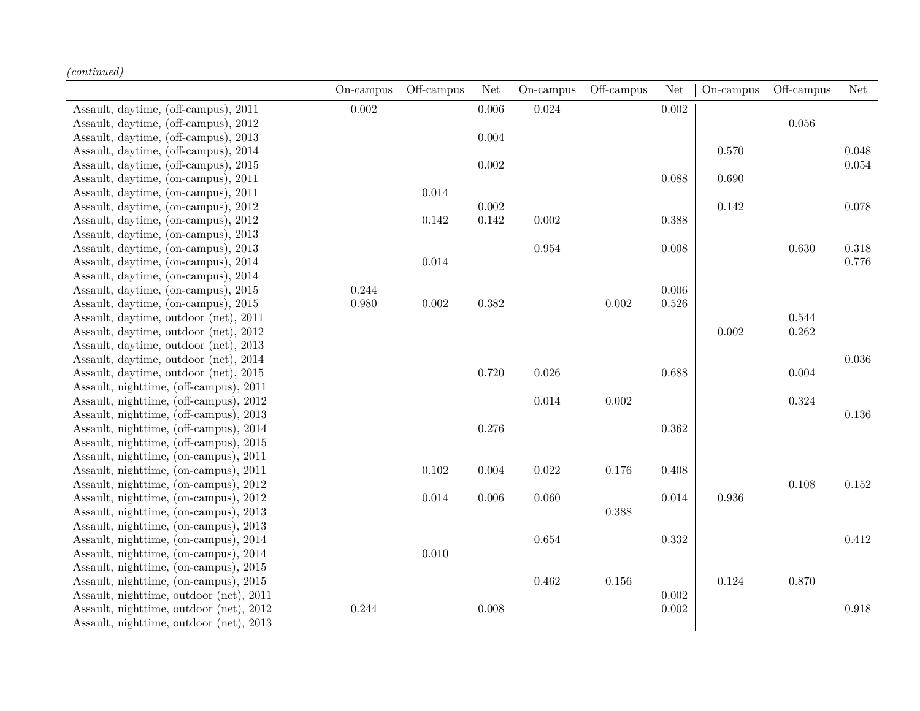*(continued)*

| | On-campus | Off-campus | Net | On-campus | Off-campus | Net | On-campus | Off-campus | Net |
|---|---|---|---|---|---|---|---|---|---|
| Assault, daytime, (off-campus), 2011 | 0.002 | | 0.006 | 0.024 | | 0.002 | | | |
| Assault, daytime, (off-campus), 2012 | | | | | | | | 0.056 | |
| Assault, daytime, (off-campus), 2013 | | | 0.004 | | | | | | |
| Assault, daytime, (off-campus), 2014 | | | | | | | 0.570 | | 0.048 |
| Assault, daytime, (off-campus), 2015 | | | 0.002 | | | | | | 0.054 |
| Assault, daytime, (on-campus), 2011 | | | | | | 0.088 | 0.690 | | |
| Assault, daytime, (on-campus), 2011 | | 0.014 | | | | | | | |
| Assault, daytime, (on-campus), 2012 | | | 0.002 | | | | 0.142 | | 0.078 |
| Assault, daytime, (on-campus), 2012 | | 0.142 | 0.142 | 0.002 | | 0.388 | | | |
| Assault, daytime, (on-campus), 2013 | | | | | | | | | |
| Assault, daytime, (on-campus), 2013 | | | | 0.954 | | 0.008 | | 0.630 | 0.318 |
| Assault, daytime, (on-campus), 2014 | | 0.014 | | | | | | | 0.776 |
| Assault, daytime, (on-campus), 2014 | | | | | | | | | |
| Assault, daytime, (on-campus), 2015 | 0.244 | | | | | 0.006 | | | |
| Assault, daytime, (on-campus), 2015 | 0.980 | 0.002 | 0.382 | | 0.002 | 0.526 | | | |
| Assault, daytime, outdoor (net), 2011 | | | | | | | | 0.544 | |
| Assault, daytime, outdoor (net), 2012 | | | | | | | 0.002 | 0.262 | |
| Assault, daytime, outdoor (net), 2013 | | | | | | | | | |
| Assault, daytime, outdoor (net), 2014 | | | | | | | | | 0.036 |
| Assault, daytime, outdoor (net), 2015 | | | 0.720 | 0.026 | | 0.688 | | 0.004 | |
| Assault, nighttime, (off-campus), 2011 | | | | | | | | | |
| Assault, nighttime, (off-campus), 2012 | | | | 0.014 | 0.002 | | | 0.324 | |
| Assault, nighttime, (off-campus), 2013 | | | | | | | | | 0.136 |
| Assault, nighttime, (off-campus), 2014 | | | 0.276 | | | 0.362 | | | |
| Assault, nighttime, (off-campus), 2015 | | | | | | | | | |
| Assault, nighttime, (on-campus), 2011 | | | | | | | | | |
| Assault, nighttime, (on-campus), 2011 | | 0.102 | 0.004 | 0.022 | 0.176 | 0.408 | | | |
| Assault, nighttime, (on-campus), 2012 | | | | | | | | 0.108 | 0.152 |
| Assault, nighttime, (on-campus), 2012 | | 0.014 | 0.006 | 0.060 | | 0.014 | 0.936 | | |
| Assault, nighttime, (on-campus), 2013 | | | | | 0.388 | | | | |
| Assault, nighttime, (on-campus), 2013 | | | | | | | | | |
| Assault, nighttime, (on-campus), 2014 | | | | 0.654 | | 0.332 | | | 0.412 |
| Assault, nighttime, (on-campus), 2014 | | 0.010 | | | | | | | |
| Assault, nighttime, (on-campus), 2015 | | | | | | | | | |
| Assault, nighttime, (on-campus), 2015 | | | | 0.462 | 0.156 | | 0.124 | 0.870 | |
| Assault, nighttime, outdoor (net), 2011 | | | | | | 0.002 | | | |
| Assault, nighttime, outdoor (net), 2012 | 0.244 | | 0.008 | | | 0.002 | | | 0.918 |
| Assault, nighttime, outdoor (net), 2013 | | | | | | | | | |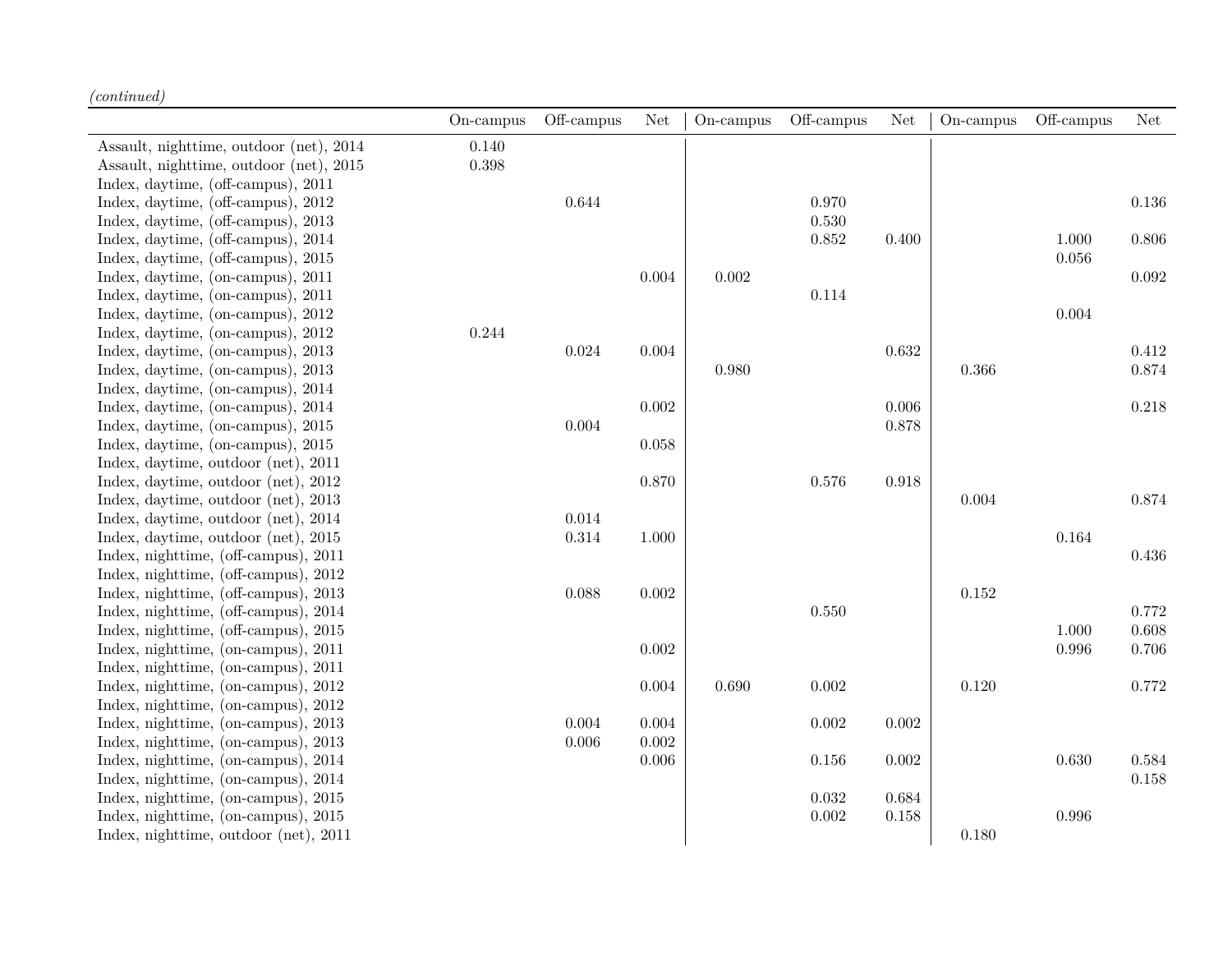*(continued)*

| | On-campus | Off-campus | Net | On-campus | Off-campus | Net | On-campus | Off-campus | Net |
|---|---|---|---|---|---|---|---|---|---|
| Assault, nighttime, outdoor (net), 2014 | 0.140 | | | | | | | | |
| Assault, nighttime, outdoor (net), 2015 | 0.398 | | | | | | | | |
| Index, daytime, (off-campus), 2011 | | | | | | | | | |
| Index, daytime, (off-campus), 2012 | | 0.644 | | | 0.970 | | | | 0.136 |
| Index, daytime, (off-campus), 2013 | | | | | 0.530 | | | | |
| Index, daytime, (off-campus), 2014 | | | | | 0.852 | 0.400 | | 1.000 | 0.806 |
| Index, daytime, (off-campus), 2015 | | | | | | | | 0.056 | |
| Index, daytime, (on-campus), 2011 | | | 0.004 | 0.002 | | | | | 0.092 |
| Index, daytime, (on-campus), 2011 | | | | | 0.114 | | | | |
| Index, daytime, (on-campus), 2012 | | | | | | | | 0.004 | |
| Index, daytime, (on-campus), 2012 | 0.244 | | | | | | | | |
| Index, daytime, (on-campus), 2013 | | 0.024 | 0.004 | | | 0.632 | | | 0.412 |
| Index, daytime, (on-campus), 2013 | | | | 0.980 | | | 0.366 | | 0.874 |
| Index, daytime, (on-campus), 2014 | | | | | | | | | |
| Index, daytime, (on-campus), 2014 | | | 0.002 | | | 0.006 | | | 0.218 |
| Index, daytime, (on-campus), 2015 | | 0.004 | | | | 0.878 | | | |
| Index, daytime, (on-campus), 2015 | | | 0.058 | | | | | | |
| Index, daytime, outdoor (net), 2011 | | | | | | | | | |
| Index, daytime, outdoor (net), 2012 | | | 0.870 | | 0.576 | 0.918 | | | |
| Index, daytime, outdoor (net), 2013 | | | | | | | 0.004 | | 0.874 |
| Index, daytime, outdoor (net), 2014 | | 0.014 | | | | | | | |
| Index, daytime, outdoor (net), 2015 | | 0.314 | 1.000 | | | | | 0.164 | |
| Index, nighttime, (off-campus), 2011 | | | | | | | | | 0.436 |
| Index, nighttime, (off-campus), 2012 | | | | | | | | | |
| Index, nighttime, (off-campus), 2013 | | 0.088 | 0.002 | | | | 0.152 | | |
| Index, nighttime, (off-campus), 2014 | | | | | 0.550 | | | | 0.772 |
| Index, nighttime, (off-campus), 2015 | | | | | | | | 1.000 | 0.608 |
| Index, nighttime, (on-campus), 2011 | | | 0.002 | | | | | 0.996 | 0.706 |
| Index, nighttime, (on-campus), 2011 | | | | | | | | | |
| Index, nighttime, (on-campus), 2012 | | | 0.004 | 0.690 | 0.002 | | 0.120 | | 0.772 |
| Index, nighttime, (on-campus), 2012 | | | | | | | | | |
| Index, nighttime, (on-campus), 2013 | | 0.004 | 0.004 | | 0.002 | 0.002 | | | |
| Index, nighttime, (on-campus), 2013 | | 0.006 | 0.002 | | | | | | |
| Index, nighttime, (on-campus), 2014 | | | 0.006 | | 0.156 | 0.002 | | 0.630 | 0.584 |
| Index, nighttime, (on-campus), 2014 | | | | | | | | | 0.158 |
| Index, nighttime, (on-campus), 2015 | | | | | 0.032 | 0.684 | | | |
| Index, nighttime, (on-campus), 2015 | | | | | 0.002 | 0.158 | | 0.996 | |
| Index, nighttime, outdoor (net), 2011 | | | | | | | 0.180 | | |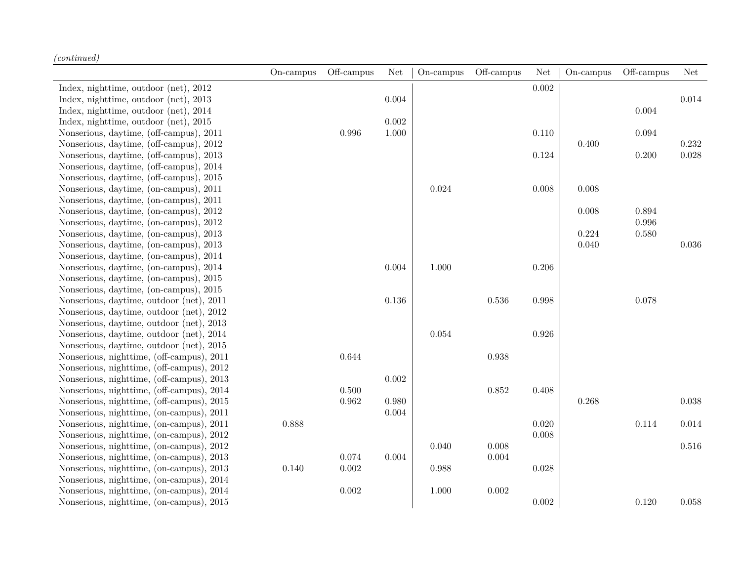*(continued)*

| | On-campus | Off-campus | Net | On-campus | Off-campus | Net | On-campus | Off-campus | Net |
|---|---|---|---|---|---|---|---|---|---|
| Index, nighttime, outdoor (net), 2012 | | | | | | 0.002 | | | |
| Index, nighttime, outdoor (net), 2013 | | | 0.004 | | | | | | 0.014 |
| Index, nighttime, outdoor (net), 2014 | | | | | | | | 0.004 | |
| Index, nighttime, outdoor (net), 2015 | | | 0.002 | | | | | | |
| Nonserious, daytime, (off-campus), 2011 | | 0.996 | 1.000 | | | 0.110 | | 0.094 | |
| Nonserious, daytime, (off-campus), 2012 | | | | | | | 0.400 | | 0.232 |
| Nonserious, daytime, (off-campus), 2013 | | | | | | 0.124 | | 0.200 | 0.028 |
| Nonserious, daytime, (off-campus), 2014 | | | | | | | | | |
| Nonserious, daytime, (off-campus), 2015 | | | | | | | | | |
| Nonserious, daytime, (on-campus), 2011 | | | | 0.024 | | 0.008 | 0.008 | | |
| Nonserious, daytime, (on-campus), 2011 | | | | | | | | | |
| Nonserious, daytime, (on-campus), 2012 | | | | | | | 0.008 | 0.894 | |
| Nonserious, daytime, (on-campus), 2012 | | | | | | | | 0.996 | |
| Nonserious, daytime, (on-campus), 2013 | | | | | | | 0.224 | 0.580 | |
| Nonserious, daytime, (on-campus), 2013 | | | | | | | 0.040 | | 0.036 |
| Nonserious, daytime, (on-campus), 2014 | | | | | | | | | |
| Nonserious, daytime, (on-campus), 2014 | | | 0.004 | 1.000 | | 0.206 | | | |
| Nonserious, daytime, (on-campus), 2015 | | | | | | | | | |
| Nonserious, daytime, (on-campus), 2015 | | | | | | | | | |
| Nonserious, daytime, outdoor (net), 2011 | | | 0.136 | | 0.536 | 0.998 | | 0.078 | |
| Nonserious, daytime, outdoor (net), 2012 | | | | | | | | | |
| Nonserious, daytime, outdoor (net), 2013 | | | | | | | | | |
| Nonserious, daytime, outdoor (net), 2014 | | | | 0.054 | | 0.926 | | | |
| Nonserious, daytime, outdoor (net), 2015 | | | | | | | | | |
| Nonserious, nighttime, (off-campus), 2011 | | 0.644 | | | 0.938 | | | | |
| Nonserious, nighttime, (off-campus), 2012 | | | | | | | | | |
| Nonserious, nighttime, (off-campus), 2013 | | | 0.002 | | | | | | |
| Nonserious, nighttime, (off-campus), 2014 | | 0.500 | | | 0.852 | 0.408 | | | |
| Nonserious, nighttime, (off-campus), 2015 | | 0.962 | 0.980 | | | | 0.268 | | 0.038 |
| Nonserious, nighttime, (on-campus), 2011 | | | 0.004 | | | | | | |
| Nonserious, nighttime, (on-campus), 2011 | 0.888 | | | | | 0.020 | | 0.114 | 0.014 |
| Nonserious, nighttime, (on-campus), 2012 | | | | | | 0.008 | | | |
| Nonserious, nighttime, (on-campus), 2012 | | | | 0.040 | 0.008 | | | | 0.516 |
| Nonserious, nighttime, (on-campus), 2013 | | 0.074 | 0.004 | | 0.004 | | | | |
| Nonserious, nighttime, (on-campus), 2013 | 0.140 | 0.002 | | 0.988 | | 0.028 | | | |
| Nonserious, nighttime, (on-campus), 2014 | | | | | | | | | |
| Nonserious, nighttime, (on-campus), 2014 | | 0.002 | | 1.000 | 0.002 | | | | |
| Nonserious, nighttime, (on-campus), 2015 | | | | | | 0.002 | | 0.120 | 0.058 |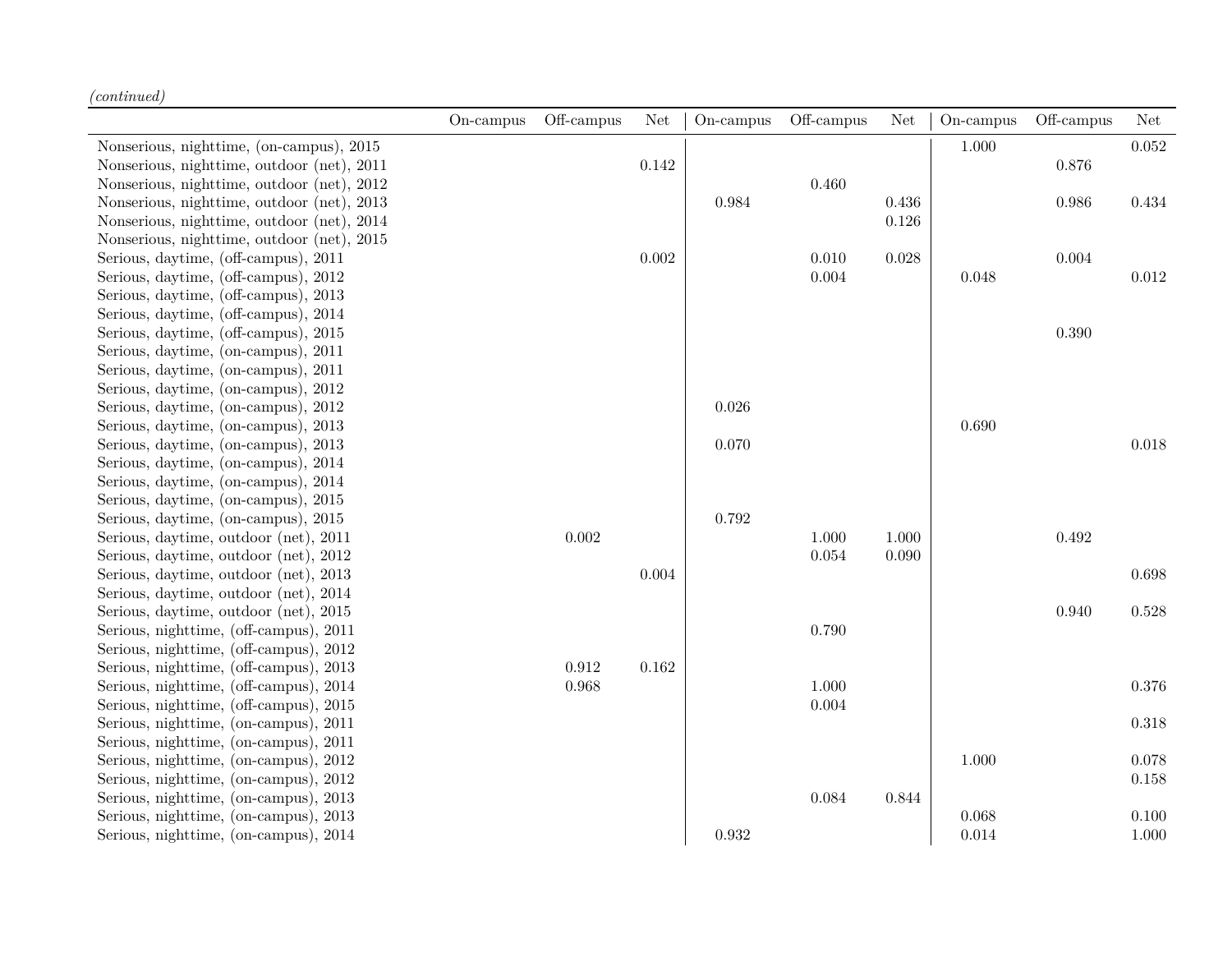*(continued)*

| | On-campus | Off-campus | Net | On-campus | Off-campus | Net | On-campus | Off-campus | Net |
|---|---|---|---|---|---|---|---|---|---|
| Nonserious, nighttime, (on-campus), 2015 | | | | | | | 1.000 | | 0.052 |
| Nonserious, nighttime, outdoor (net), 2011 | | | 0.142 | | | | | 0.876 | |
| Nonserious, nighttime, outdoor (net), 2012 | | | | | 0.460 | | | | |
| Nonserious, nighttime, outdoor (net), 2013 | | | | 0.984 | | 0.436 | | 0.986 | 0.434 |
| Nonserious, nighttime, outdoor (net), 2014 | | | | | | 0.126 | | | |
| Nonserious, nighttime, outdoor (net), 2015 | | | | | | | | | |
| Serious, daytime, (off-campus), 2011 | | | 0.002 | | 0.010 | 0.028 | | 0.004 | |
| Serious, daytime, (off-campus), 2012 | | | | | 0.004 | | 0.048 | | 0.012 |
| Serious, daytime, (off-campus), 2013 | | | | | | | | | |
| Serious, daytime, (off-campus), 2014 | | | | | | | | | |
| Serious, daytime, (off-campus), 2015 | | | | | | | | 0.390 | |
| Serious, daytime, (on-campus), 2011 | | | | | | | | | |
| Serious, daytime, (on-campus), 2011 | | | | | | | | | |
| Serious, daytime, (on-campus), 2012 | | | | | | | | | |
| Serious, daytime, (on-campus), 2012 | | | | 0.026 | | | | | |
| Serious, daytime, (on-campus), 2013 | | | | | | | 0.690 | | |
| Serious, daytime, (on-campus), 2013 | | | | 0.070 | | | | | 0.018 |
| Serious, daytime, (on-campus), 2014 | | | | | | | | | |
| Serious, daytime, (on-campus), 2014 | | | | | | | | | |
| Serious, daytime, (on-campus), 2015 | | | | | | | | | |
| Serious, daytime, (on-campus), 2015 | | | | 0.792 | | | | | |
| Serious, daytime, outdoor (net), 2011 | | 0.002 | | | 1.000 | 1.000 | | 0.492 | |
| Serious, daytime, outdoor (net), 2012 | | | | | 0.054 | 0.090 | | | |
| Serious, daytime, outdoor (net), 2013 | | | 0.004 | | | | | | 0.698 |
| Serious, daytime, outdoor (net), 2014 | | | | | | | | | |
| Serious, daytime, outdoor (net), 2015 | | | | | | | | 0.940 | 0.528 |
| Serious, nighttime, (off-campus), 2011 | | | | | 0.790 | | | | |
| Serious, nighttime, (off-campus), 2012 | | | | | | | | | |
| Serious, nighttime, (off-campus), 2013 | | 0.912 | 0.162 | | | | | | |
| Serious, nighttime, (off-campus), 2014 | | 0.968 | | | 1.000 | | | | 0.376 |
| Serious, nighttime, (off-campus), 2015 | | | | | 0.004 | | | | |
| Serious, nighttime, (on-campus), 2011 | | | | | | | | | 0.318 |
| Serious, nighttime, (on-campus), 2011 | | | | | | | | | |
| Serious, nighttime, (on-campus), 2012 | | | | | | | 1.000 | | 0.078 |
| Serious, nighttime, (on-campus), 2012 | | | | | | | | | 0.158 |
| Serious, nighttime, (on-campus), 2013 | | | | | 0.084 | 0.844 | | | |
| Serious, nighttime, (on-campus), 2013 | | | | | | | 0.068 | | 0.100 |
| Serious, nighttime, (on-campus), 2014 | | | | 0.932 | | | 0.014 | | 1.000 |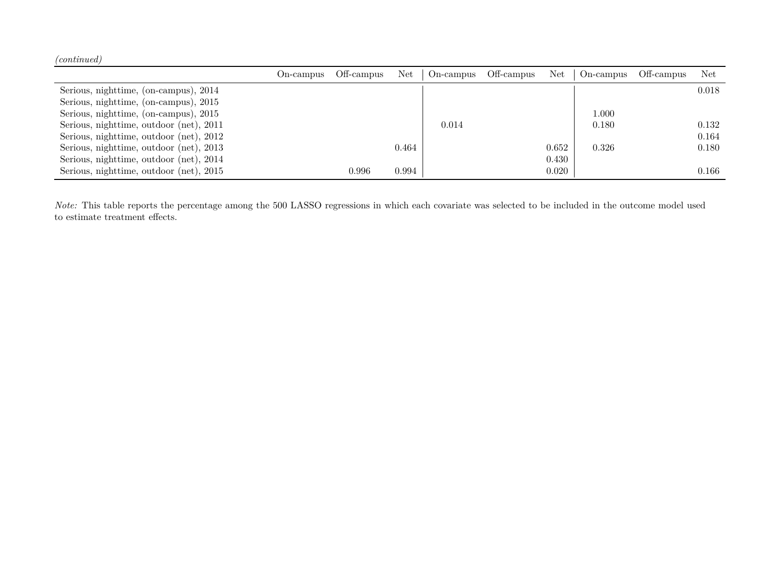*(continued)*

| | On-campus | Off-campus | Net | On-campus | Off-campus | Net | On-campus | Off-campus | Net |
|---|---|---|---|---|---|---|---|---|---|
| Serious, nighttime, (on-campus), 2014 | | | | | | | | | 0.018 |
| Serious, nighttime, (on-campus), 2015 | | | | | | | | | |
| Serious, nighttime, (on-campus), 2015 | | | | | | | 1.000 | | |
| Serious, nighttime, outdoor (net), 2011 | | | | 0.014 | | | 0.180 | | 0.132 |
| Serious, nighttime, outdoor (net), 2012 | | | | | | | | | 0.164 |
| Serious, nighttime, outdoor (net), 2013 | | | 0.464 | | | 0.652 | 0.326 | | 0.180 |
| Serious, nighttime, outdoor (net), 2014 | | | | | | 0.430 | | | |
| Serious, nighttime, outdoor (net), 2015 | | 0.996 | 0.994 | | | 0.020 | | | 0.166 |

*Note:* This table reports the percentage among the 500 LASSO regressions in which each covariate was selected to be included in the outcome model used to estimate treatment effects.